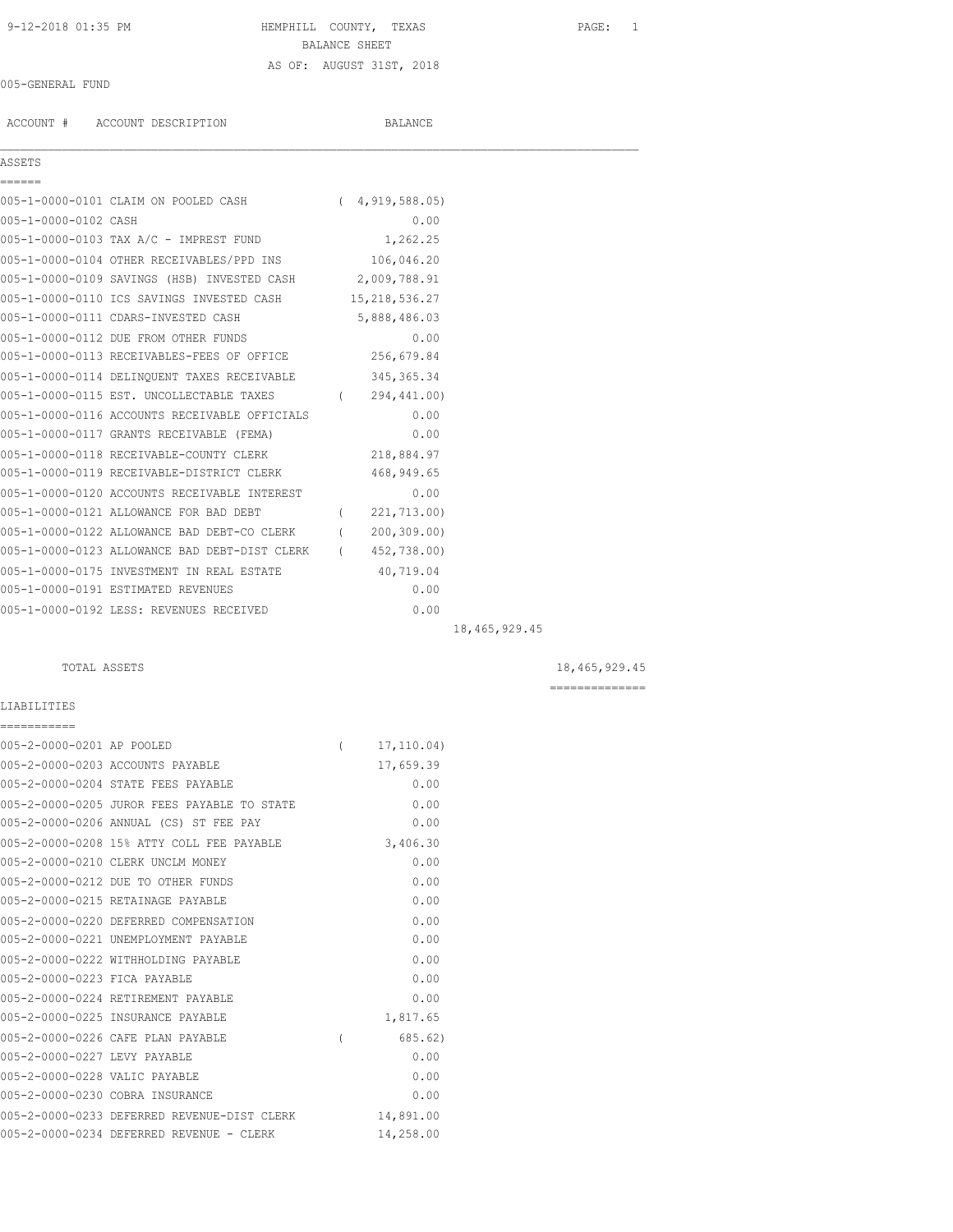HEMPHILL COUNTY, TEXAS

BALANCE SHEET

AS OF: AUGUST 31ST, 2018

005-GENERAL FUND

| ACCOUNT # | ACCOUNT DESCRIPTION | BALANCE | | |
|---|---|---|---|---|
| **ASSETS** | | | | |
| 005-1-0000-0101 | CLAIM ON POOLED CASH | ( 4,919,588.05) | | |
| 005-1-0000-0102 | CASH | 0.00 | | |
| 005-1-0000-0103 | TAX A/C - IMPREST FUND | 1,262.25 | | |
| 005-1-0000-0104 | OTHER RECEIVABLES/PPD INS | 106,046.20 | | |
| 005-1-0000-0109 | SAVINGS (HSB) INVESTED CASH | 2,009,788.91 | | |
| 005-1-0000-0110 | ICS SAVINGS INVESTED CASH | 15,218,536.27 | | |
| 005-1-0000-0111 | CDARS-INVESTED CASH | 5,888,486.03 | | |
| 005-1-0000-0112 | DUE FROM OTHER FUNDS | 0.00 | | |
| 005-1-0000-0113 | RECEIVABLES-FEES OF OFFICE | 256,679.84 | | |
| 005-1-0000-0114 | DELINQUENT TAXES RECEIVABLE | 345,365.34 | | |
| 005-1-0000-0115 | EST. UNCOLLECTABLE TAXES | ( 294,441.00) | | |
| 005-1-0000-0116 | ACCOUNTS RECEIVABLE OFFICIALS | 0.00 | | |
| 005-1-0000-0117 | GRANTS RECEIVABLE (FEMA) | 0.00 | | |
| 005-1-0000-0118 | RECEIVABLE-COUNTY CLERK | 218,884.97 | | |
| 005-1-0000-0119 | RECEIVABLE-DISTRICT CLERK | 468,949.65 | | |
| 005-1-0000-0120 | ACCOUNTS RECEIVABLE INTEREST | 0.00 | | |
| 005-1-0000-0121 | ALLOWANCE FOR BAD DEBT | ( 221,713.00) | | |
| 005-1-0000-0122 | ALLOWANCE BAD DEBT-CO CLERK | ( 200,309.00) | | |
| 005-1-0000-0123 | ALLOWANCE BAD DEBT-DIST CLERK | ( 452,738.00) | | |
| 005-1-0000-0175 | INVESTMENT IN REAL ESTATE | 40,719.04 | | |
| 005-1-0000-0191 | ESTIMATED REVENUES | 0.00 | | |
| 005-1-0000-0192 | LESS: REVENUES RECEIVED | 0.00 | | |
| | | | 18,465,929.45 | |
| | TOTAL ASSETS | | | 18,465,929.45 |
| **LIABILITIES** | | | | |
| 005-2-0000-0201 | AP POOLED | ( 17,110.04) | | |
| 005-2-0000-0203 | ACCOUNTS PAYABLE | 17,659.39 | | |
| 005-2-0000-0204 | STATE FEES PAYABLE | 0.00 | | |
| 005-2-0000-0205 | JUROR FEES PAYABLE TO STATE | 0.00 | | |
| 005-2-0000-0206 | ANNUAL (CS) ST FEE PAY | 0.00 | | |
| 005-2-0000-0208 | 15% ATTY COLL FEE PAYABLE | 3,406.30 | | |
| 005-2-0000-0210 | CLERK UNCLM MONEY | 0.00 | | |
| 005-2-0000-0212 | DUE TO OTHER FUNDS | 0.00 | | |
| 005-2-0000-0215 | RETAINAGE PAYABLE | 0.00 | | |
| 005-2-0000-0220 | DEFERRED COMPENSATION | 0.00 | | |
| 005-2-0000-0221 | UNEMPLOYMENT PAYABLE | 0.00 | | |
| 005-2-0000-0222 | WITHHOLDING PAYABLE | 0.00 | | |
| 005-2-0000-0223 | FICA PAYABLE | 0.00 | | |
| 005-2-0000-0224 | RETIREMENT PAYABLE | 0.00 | | |
| 005-2-0000-0225 | INSURANCE PAYABLE | 1,817.65 | | |
| 005-2-0000-0226 | CAFE PLAN PAYABLE | ( 685.62) | | |
| 005-2-0000-0227 | LEVY PAYABLE | 0.00 | | |
| 005-2-0000-0228 | VALIC PAYABLE | 0.00 | | |
| 005-2-0000-0230 | COBRA INSURANCE | 0.00 | | |
| 005-2-0000-0233 | DEFERRED REVENUE-DIST CLERK | 14,891.00 | | |
| 005-2-0000-0234 | DEFERRED REVENUE - CLERK | 14,258.00 | | |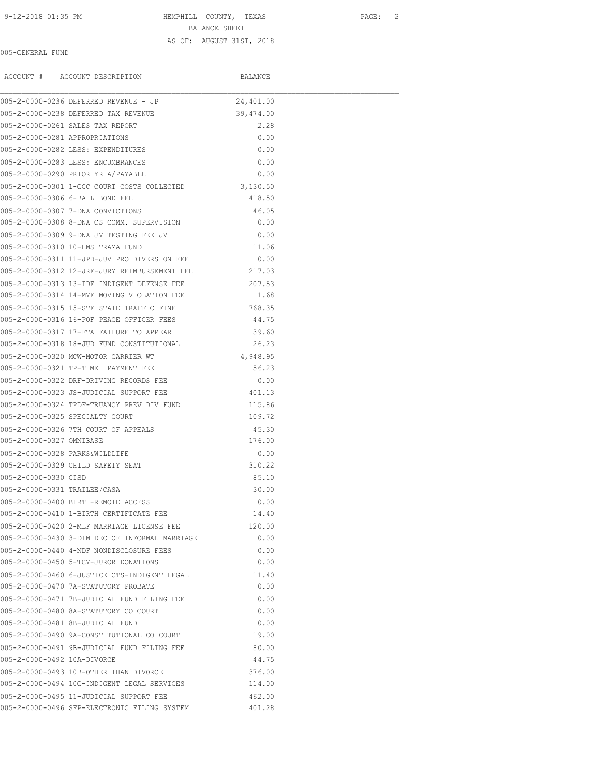HEMPHILL COUNTY, TEXAS

BALANCE SHEET

AS OF: AUGUST 31ST, 2018

005-GENERAL FUND

| ACCOUNT # | ACCOUNT DESCRIPTION | BALANCE |
|---|---|---|
| 005-2-0000-0236 | DEFERRED REVENUE - JP | 24,401.00 |
| 005-2-0000-0238 | DEFERRED TAX REVENUE | 39,474.00 |
| 005-2-0000-0261 | SALES TAX REPORT | 2.28 |
| 005-2-0000-0281 | APPROPRIATIONS | 0.00 |
| 005-2-0000-0282 | LESS: EXPENDITURES | 0.00 |
| 005-2-0000-0283 | LESS: ENCUMBRANCES | 0.00 |
| 005-2-0000-0290 | PRIOR YR A/PAYABLE | 0.00 |
| 005-2-0000-0301 | 1-CCC COURT COSTS COLLECTED | 3,130.50 |
| 005-2-0000-0306 | 6-BAIL BOND FEE | 418.50 |
| 005-2-0000-0307 | 7-DNA CONVICTIONS | 46.05 |
| 005-2-0000-0308 | 8-DNA CS COMM. SUPERVISION | 0.00 |
| 005-2-0000-0309 | 9-DNA JV TESTING FEE JV | 0.00 |
| 005-2-0000-0310 | 10-EMS TRAMA FUND | 11.06 |
| 005-2-0000-0311 | 11-JPD-JUV PRO DIVERSION FEE | 0.00 |
| 005-2-0000-0312 | 12-JRF-JURY REIMBURSEMENT FEE | 217.03 |
| 005-2-0000-0313 | 13-IDF INDIGENT DEFENSE FEE | 207.53 |
| 005-2-0000-0314 | 14-MVF MOVING VIOLATION FEE | 1.68 |
| 005-2-0000-0315 | 15-STF STATE TRAFFIC FINE | 768.35 |
| 005-2-0000-0316 | 16-POF PEACE OFFICER FEES | 44.75 |
| 005-2-0000-0317 | 17-FTA FAILURE TO APPEAR | 39.60 |
| 005-2-0000-0318 | 18-JUD FUND CONSTITUTIONAL | 26.23 |
| 005-2-0000-0320 | MCW-MOTOR CARRIER WT | 4,948.95 |
| 005-2-0000-0321 | TP-TIME PAYMENT FEE | 56.23 |
| 005-2-0000-0322 | DRF-DRIVING RECORDS FEE | 0.00 |
| 005-2-0000-0323 | JS-JUDICIAL SUPPORT FEE | 401.13 |
| 005-2-0000-0324 | TPDF-TRUANCY PREV DIV FUND | 115.86 |
| 005-2-0000-0325 | SPECIALTY COURT | 109.72 |
| 005-2-0000-0326 | 7TH COURT OF APPEALS | 45.30 |
| 005-2-0000-0327 | OMNIBASE | 176.00 |
| 005-2-0000-0328 | PARKS&WILDLIFE | 0.00 |
| 005-2-0000-0329 | CHILD SAFETY SEAT | 310.22 |
| 005-2-0000-0330 | CISD | 85.10 |
| 005-2-0000-0331 | TRAILEE/CASA | 30.00 |
| 005-2-0000-0400 | BIRTH-REMOTE ACCESS | 0.00 |
| 005-2-0000-0410 | 1-BIRTH CERTIFICATE FEE | 14.40 |
| 005-2-0000-0420 | 2-MLF MARRIAGE LICENSE FEE | 120.00 |
| 005-2-0000-0430 | 3-DIM DEC OF INFORMAL MARRIAGE | 0.00 |
| 005-2-0000-0440 | 4-NDF NONDISCLOSURE FEES | 0.00 |
| 005-2-0000-0450 | 5-TCV-JUROR DONATIONS | 0.00 |
| 005-2-0000-0460 | 6-JUSTICE CTS-INDIGENT LEGAL | 11.40 |
| 005-2-0000-0470 | 7A-STATUTORY PROBATE | 0.00 |
| 005-2-0000-0471 | 7B-JUDICIAL FUND FILING FEE | 0.00 |
| 005-2-0000-0480 | 8A-STATUTORY CO COURT | 0.00 |
| 005-2-0000-0481 | 8B-JUDICIAL FUND | 0.00 |
| 005-2-0000-0490 | 9A-CONSTITUTIONAL CO COURT | 19.00 |
| 005-2-0000-0491 | 9B-JUDICIAL FUND FILING FEE | 80.00 |
| 005-2-0000-0492 | 10A-DIVORCE | 44.75 |
| 005-2-0000-0493 | 10B-OTHER THAN DIVORCE | 376.00 |
| 005-2-0000-0494 | 10C-INDIGENT LEGAL SERVICES | 114.00 |
| 005-2-0000-0495 | 11-JUDICIAL SUPPORT FEE | 462.00 |
| 005-2-0000-0496 | SFP-ELECTRONIC FILING SYSTEM | 401.28 |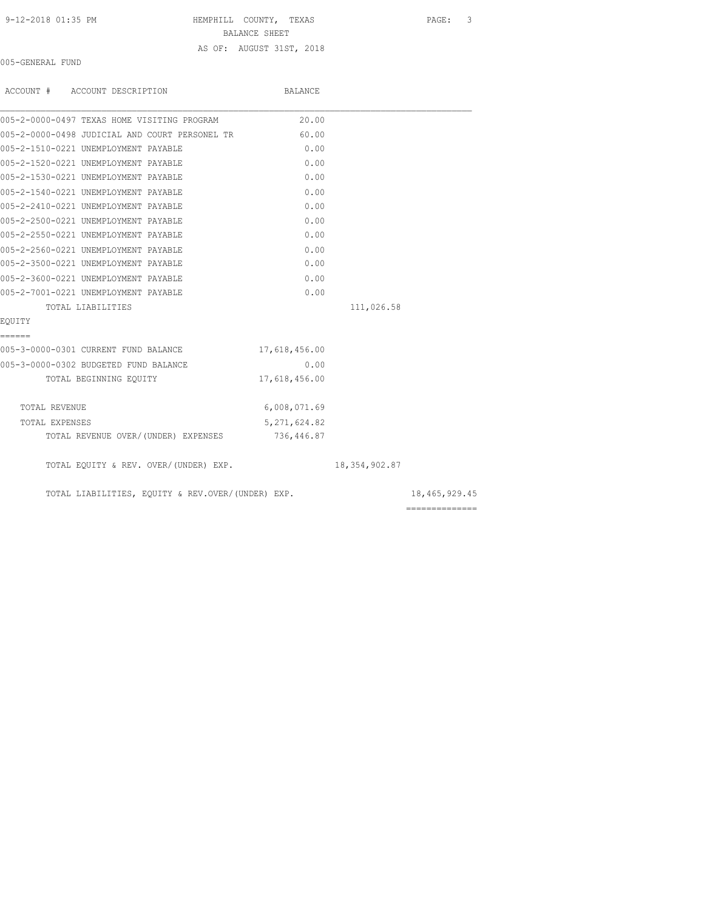HEMPHILL COUNTY, TEXAS
BALANCE SHEET
AS OF: AUGUST 31ST, 2018

005-GENERAL FUND

| ACCOUNT # ACCOUNT DESCRIPTION | BALANCE | | |
|---|---|---|---|
| 005-2-0000-0497 TEXAS HOME VISITING PROGRAM | 20.00 | | |
| 005-2-0000-0498 JUDICIAL AND COURT PERSONEL TR | 60.00 | | |
| 005-2-1510-0221 UNEMPLOYMENT PAYABLE | 0.00 | | |
| 005-2-1520-0221 UNEMPLOYMENT PAYABLE | 0.00 | | |
| 005-2-1530-0221 UNEMPLOYMENT PAYABLE | 0.00 | | |
| 005-2-1540-0221 UNEMPLOYMENT PAYABLE | 0.00 | | |
| 005-2-2410-0221 UNEMPLOYMENT PAYABLE | 0.00 | | |
| 005-2-2500-0221 UNEMPLOYMENT PAYABLE | 0.00 | | |
| 005-2-2550-0221 UNEMPLOYMENT PAYABLE | 0.00 | | |
| 005-2-2560-0221 UNEMPLOYMENT PAYABLE | 0.00 | | |
| 005-2-3500-0221 UNEMPLOYMENT PAYABLE | 0.00 | | |
| 005-2-3600-0221 UNEMPLOYMENT PAYABLE | 0.00 | | |
| 005-2-7001-0221 UNEMPLOYMENT PAYABLE | 0.00 | | |
| TOTAL LIABILITIES | | 111,026.58 | |

EQUITY
======

| ACCOUNT # ACCOUNT DESCRIPTION | BALANCE | | |
|---|---|---|---|
| 005-3-0000-0301 CURRENT FUND BALANCE | 17,618,456.00 | | |
| 005-3-0000-0302 BUDGETED FUND BALANCE | 0.00 | | |
| TOTAL BEGINNING EQUITY | 17,618,456.00 | | |
| TOTAL REVENUE | 6,008,071.69 | | |
| TOTAL EXPENSES | 5,271,624.82 | | |
| TOTAL REVENUE OVER/(UNDER) EXPENSES | 736,446.87 | | |
| TOTAL EQUITY & REV. OVER/(UNDER) EXP. | | 18,354,902.87 | |
| TOTAL LIABILITIES, EQUITY & REV.OVER/(UNDER) EXP. | | | 18,465,929.45 |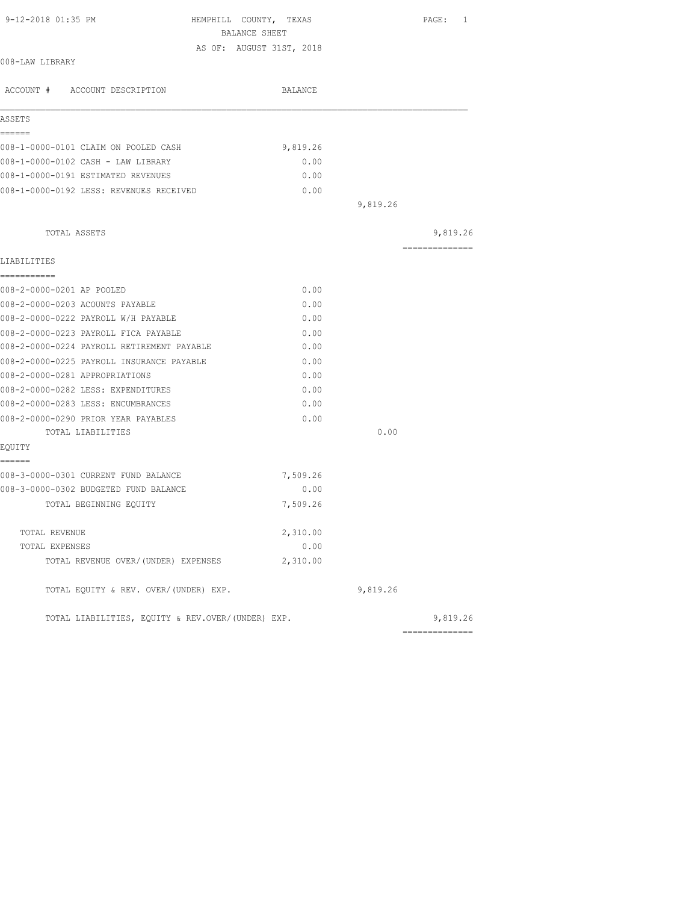HEMPHILL COUNTY, TEXAS

BALANCE SHEET

AS OF: AUGUST 31ST, 2018

008-LAW LIBRARY

| ACCOUNT # ACCOUNT DESCRIPTION | BALANCE | | |
|---|---|---|---|
| **ASSETS** | | | |
| 008-1-0000-0101 CLAIM ON POOLED CASH | 9,819.26 | | |
| 008-1-0000-0102 CASH - LAW LIBRARY | 0.00 | | |
| 008-1-0000-0191 ESTIMATED REVENUES | 0.00 | | |
| 008-1-0000-0192 LESS: REVENUES RECEIVED | 0.00 | | |
| | | 9,819.26 | |
| TOTAL ASSETS | | | 9,819.26 |
| **LIABILITIES** | | | |
| 008-2-0000-0201 AP POOLED | 0.00 | | |
| 008-2-0000-0203 ACOUNTS PAYABLE | 0.00 | | |
| 008-2-0000-0222 PAYROLL W/H PAYABLE | 0.00 | | |
| 008-2-0000-0223 PAYROLL FICA PAYABLE | 0.00 | | |
| 008-2-0000-0224 PAYROLL RETIREMENT PAYABLE | 0.00 | | |
| 008-2-0000-0225 PAYROLL INSURANCE PAYABLE | 0.00 | | |
| 008-2-0000-0281 APPROPRIATIONS | 0.00 | | |
| 008-2-0000-0282 LESS: EXPENDITURES | 0.00 | | |
| 008-2-0000-0283 LESS: ENCUMBRANCES | 0.00 | | |
| 008-2-0000-0290 PRIOR YEAR PAYABLES | 0.00 | | |
| TOTAL LIABILITIES | | 0.00 | |
| **EQUITY** | | | |
| 008-3-0000-0301 CURRENT FUND BALANCE | 7,509.26 | | |
| 008-3-0000-0302 BUDGETED FUND BALANCE | 0.00 | | |
| TOTAL BEGINNING EQUITY | 7,509.26 | | |
| TOTAL REVENUE | 2,310.00 | | |
| TOTAL EXPENSES | 0.00 | | |
| TOTAL REVENUE OVER/(UNDER) EXPENSES | 2,310.00 | | |
| TOTAL EQUITY & REV. OVER/(UNDER) EXP. | | 9,819.26 | |
| TOTAL LIABILITIES, EQUITY & REV.OVER/(UNDER) EXP. | | | 9,819.26 |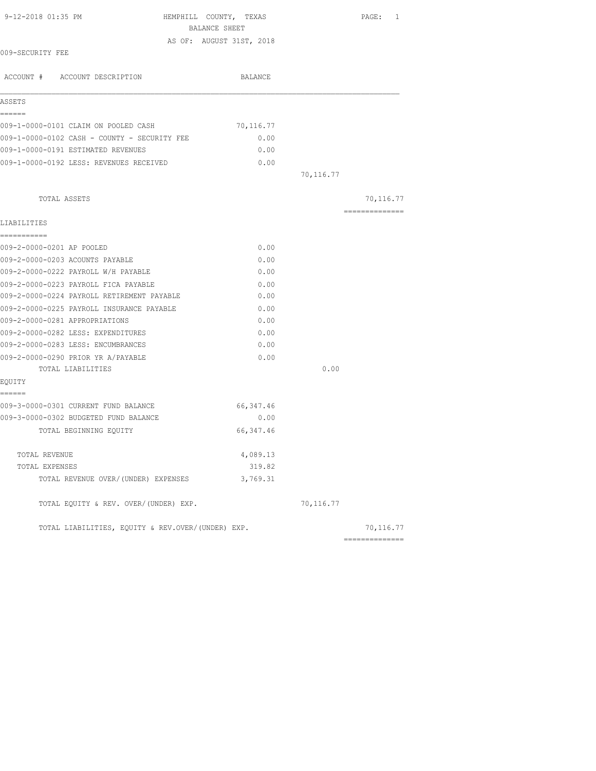HEMPHILL COUNTY, TEXAS
BALANCE SHEET
AS OF: AUGUST 31ST, 2018

009-SECURITY FEE

| ACCOUNT # ACCOUNT DESCRIPTION | BALANCE | | |
|---|---|---|---|
| **ASSETS** | | | |
| 009-1-0000-0101 CLAIM ON POOLED CASH | 70,116.77 | | |
| 009-1-0000-0102 CASH - COUNTY - SECURITY FEE | 0.00 | | |
| 009-1-0000-0191 ESTIMATED REVENUES | 0.00 | | |
| 009-1-0000-0192 LESS: REVENUES RECEIVED | 0.00 | | |
| | | 70,116.77 | |
| TOTAL ASSETS | | | 70,116.77 |
| **LIABILITIES** | | | |
| 009-2-0000-0201 AP POOLED | 0.00 | | |
| 009-2-0000-0203 ACOUNTS PAYABLE | 0.00 | | |
| 009-2-0000-0222 PAYROLL W/H PAYABLE | 0.00 | | |
| 009-2-0000-0223 PAYROLL FICA PAYABLE | 0.00 | | |
| 009-2-0000-0224 PAYROLL RETIREMENT PAYABLE | 0.00 | | |
| 009-2-0000-0225 PAYROLL INSURANCE PAYABLE | 0.00 | | |
| 009-2-0000-0281 APPROPRIATIONS | 0.00 | | |
| 009-2-0000-0282 LESS: EXPENDITURES | 0.00 | | |
| 009-2-0000-0283 LESS: ENCUMBRANCES | 0.00 | | |
| 009-2-0000-0290 PRIOR YR A/PAYABLE | 0.00 | | |
| TOTAL LIABILITIES | | 0.00 | |
| **EQUITY** | | | |
| 009-3-0000-0301 CURRENT FUND BALANCE | 66,347.46 | | |
| 009-3-0000-0302 BUDGETED FUND BALANCE | 0.00 | | |
| TOTAL BEGINNING EQUITY | 66,347.46 | | |
| TOTAL REVENUE | 4,089.13 | | |
| TOTAL EXPENSES | 319.82 | | |
| TOTAL REVENUE OVER/(UNDER) EXPENSES | 3,769.31 | | |
| TOTAL EQUITY & REV. OVER/(UNDER) EXP. | | 70,116.77 | |
| TOTAL LIABILITIES, EQUITY & REV.OVER/(UNDER) EXP. | | | 70,116.77 |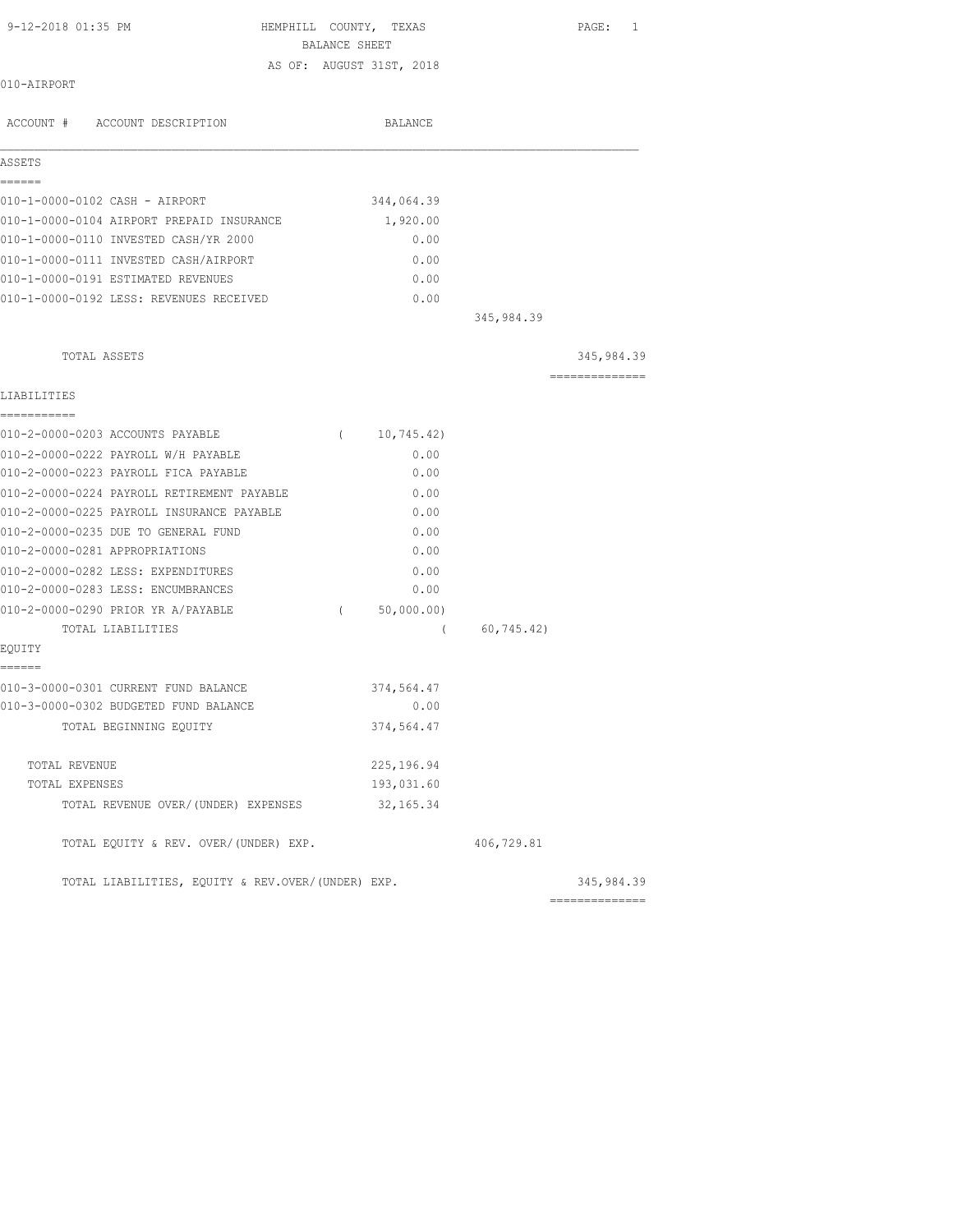9-12-2018 01:35 PM HEMPHILL COUNTY, TEXAS

BALANCE SHEET

AS OF: AUGUST 31ST, 2018

010-AIRPORT

| ACCOUNT # ACCOUNT DESCRIPTION | BALANCE | | |
|---|---|---|---|
| **ASSETS** | | | |
| 010-1-0000-0102 CASH - AIRPORT | 344,064.39 | | |
| 010-1-0000-0104 AIRPORT PREPAID INSURANCE | 1,920.00 | | |
| 010-1-0000-0110 INVESTED CASH/YR 2000 | 0.00 | | |
| 010-1-0000-0111 INVESTED CASH/AIRPORT | 0.00 | | |
| 010-1-0000-0191 ESTIMATED REVENUES | 0.00 | | |
| 010-1-0000-0192 LESS: REVENUES RECEIVED | 0.00 | | |
| | | 345,984.39 | |
| TOTAL ASSETS | | | 345,984.39 |
| **LIABILITIES** | | | |
| 010-2-0000-0203 ACCOUNTS PAYABLE | ( 10,745.42) | | |
| 010-2-0000-0222 PAYROLL W/H PAYABLE | 0.00 | | |
| 010-2-0000-0223 PAYROLL FICA PAYABLE | 0.00 | | |
| 010-2-0000-0224 PAYROLL RETIREMENT PAYABLE | 0.00 | | |
| 010-2-0000-0225 PAYROLL INSURANCE PAYABLE | 0.00 | | |
| 010-2-0000-0235 DUE TO GENERAL FUND | 0.00 | | |
| 010-2-0000-0281 APPROPRIATIONS | 0.00 | | |
| 010-2-0000-0282 LESS: EXPENDITURES | 0.00 | | |
| 010-2-0000-0283 LESS: ENCUMBRANCES | 0.00 | | |
| 010-2-0000-0290 PRIOR YR A/PAYABLE | ( 50,000.00) | | |
| TOTAL LIABILITIES | | ( 60,745.42) | |
| **EQUITY** | | | |
| 010-3-0000-0301 CURRENT FUND BALANCE | 374,564.47 | | |
| 010-3-0000-0302 BUDGETED FUND BALANCE | 0.00 | | |
| TOTAL BEGINNING EQUITY | 374,564.47 | | |
| TOTAL REVENUE | 225,196.94 | | |
| TOTAL EXPENSES | 193,031.60 | | |
| TOTAL REVENUE OVER/(UNDER) EXPENSES | 32,165.34 | | |
| TOTAL EQUITY & REV. OVER/(UNDER) EXP. | | 406,729.81 | |
| TOTAL LIABILITIES, EQUITY & REV.OVER/(UNDER) EXP. | | | 345,984.39 |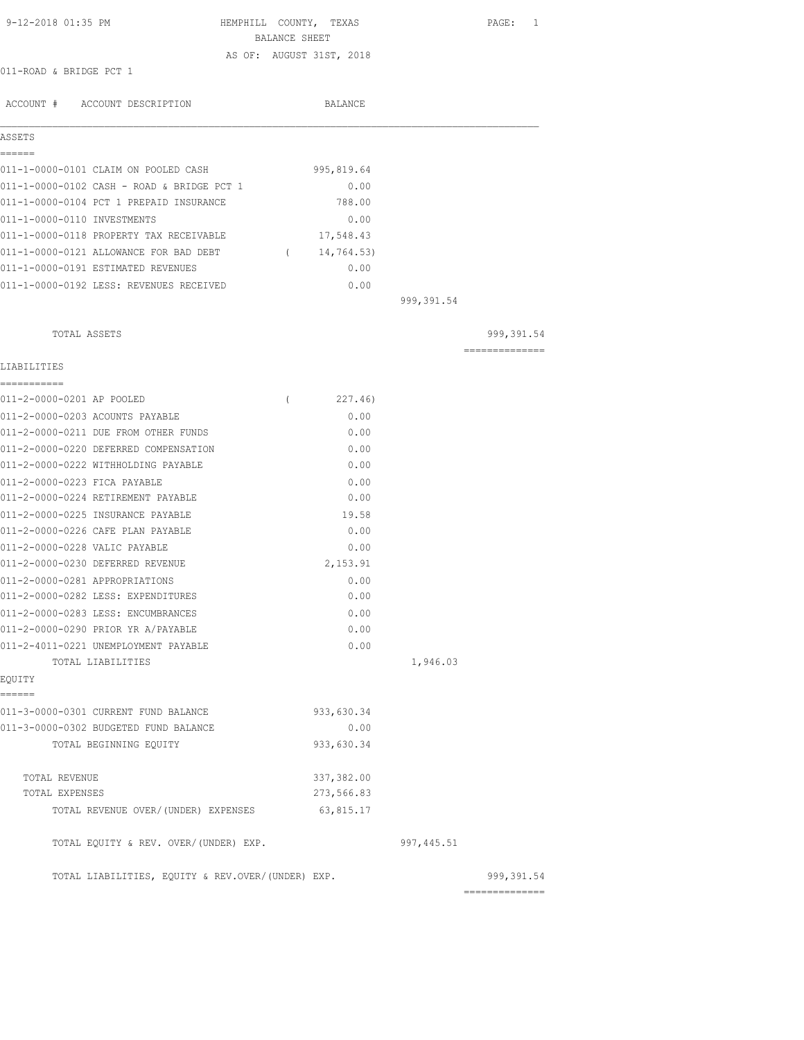9-12-2018 01:35 PM

# HEMPHILL COUNTY, TEXAS

## BALANCE SHEET

AS OF: AUGUST 31ST, 2018

011-ROAD & BRIDGE PCT 1

| ACCOUNT # | ACCOUNT DESCRIPTION | BALANCE | | |
|---|---|---|---|---|
| **ASSETS** | | | | |
| 011-1-0000-0101 | CLAIM ON POOLED CASH | 995,819.64 | | |
| 011-1-0000-0102 | CASH - ROAD & BRIDGE PCT 1 | 0.00 | | |
| 011-1-0000-0104 | PCT 1 PREPAID INSURANCE | 788.00 | | |
| 011-1-0000-0110 | INVESTMENTS | 0.00 | | |
| 011-1-0000-0118 | PROPERTY TAX RECEIVABLE | 17,548.43 | | |
| 011-1-0000-0121 | ALLOWANCE FOR BAD DEBT | ( 14,764.53) | | |
| 011-1-0000-0191 | ESTIMATED REVENUES | 0.00 | | |
| 011-1-0000-0192 | LESS: REVENUES RECEIVED | 0.00 | | |
| | | | 999,391.54 | |
| | TOTAL ASSETS | | | 999,391.54 |
| **LIABILITIES** | | | | |
| 011-2-0000-0201 | AP POOLED | ( 227.46) | | |
| 011-2-0000-0203 | ACOUNTS PAYABLE | 0.00 | | |
| 011-2-0000-0211 | DUE FROM OTHER FUNDS | 0.00 | | |
| 011-2-0000-0220 | DEFERRED COMPENSATION | 0.00 | | |
| 011-2-0000-0222 | WITHHOLDING PAYABLE | 0.00 | | |
| 011-2-0000-0223 | FICA PAYABLE | 0.00 | | |
| 011-2-0000-0224 | RETIREMENT PAYABLE | 0.00 | | |
| 011-2-0000-0225 | INSURANCE PAYABLE | 19.58 | | |
| 011-2-0000-0226 | CAFE PLAN PAYABLE | 0.00 | | |
| 011-2-0000-0228 | VALIC PAYABLE | 0.00 | | |
| 011-2-0000-0230 | DEFERRED REVENUE | 2,153.91 | | |
| 011-2-0000-0281 | APPROPRIATIONS | 0.00 | | |
| 011-2-0000-0282 | LESS: EXPENDITURES | 0.00 | | |
| 011-2-0000-0283 | LESS: ENCUMBRANCES | 0.00 | | |
| 011-2-0000-0290 | PRIOR YR A/PAYABLE | 0.00 | | |
| 011-2-4011-0221 | UNEMPLOYMENT PAYABLE | 0.00 | | |
| | TOTAL LIABILITIES | | 1,946.03 | |
| **EQUITY** | | | | |
| 011-3-0000-0301 | CURRENT FUND BALANCE | 933,630.34 | | |
| 011-3-0000-0302 | BUDGETED FUND BALANCE | 0.00 | | |
| | TOTAL BEGINNING EQUITY | 933,630.34 | | |
| | TOTAL REVENUE | 337,382.00 | | |
| | TOTAL EXPENSES | 273,566.83 | | |
| | TOTAL REVENUE OVER/(UNDER) EXPENSES | 63,815.17 | | |
| | TOTAL EQUITY & REV. OVER/(UNDER) EXP. | | 997,445.51 | |
| | TOTAL LIABILITIES, EQUITY & REV.OVER/(UNDER) EXP. | | | 999,391.54 |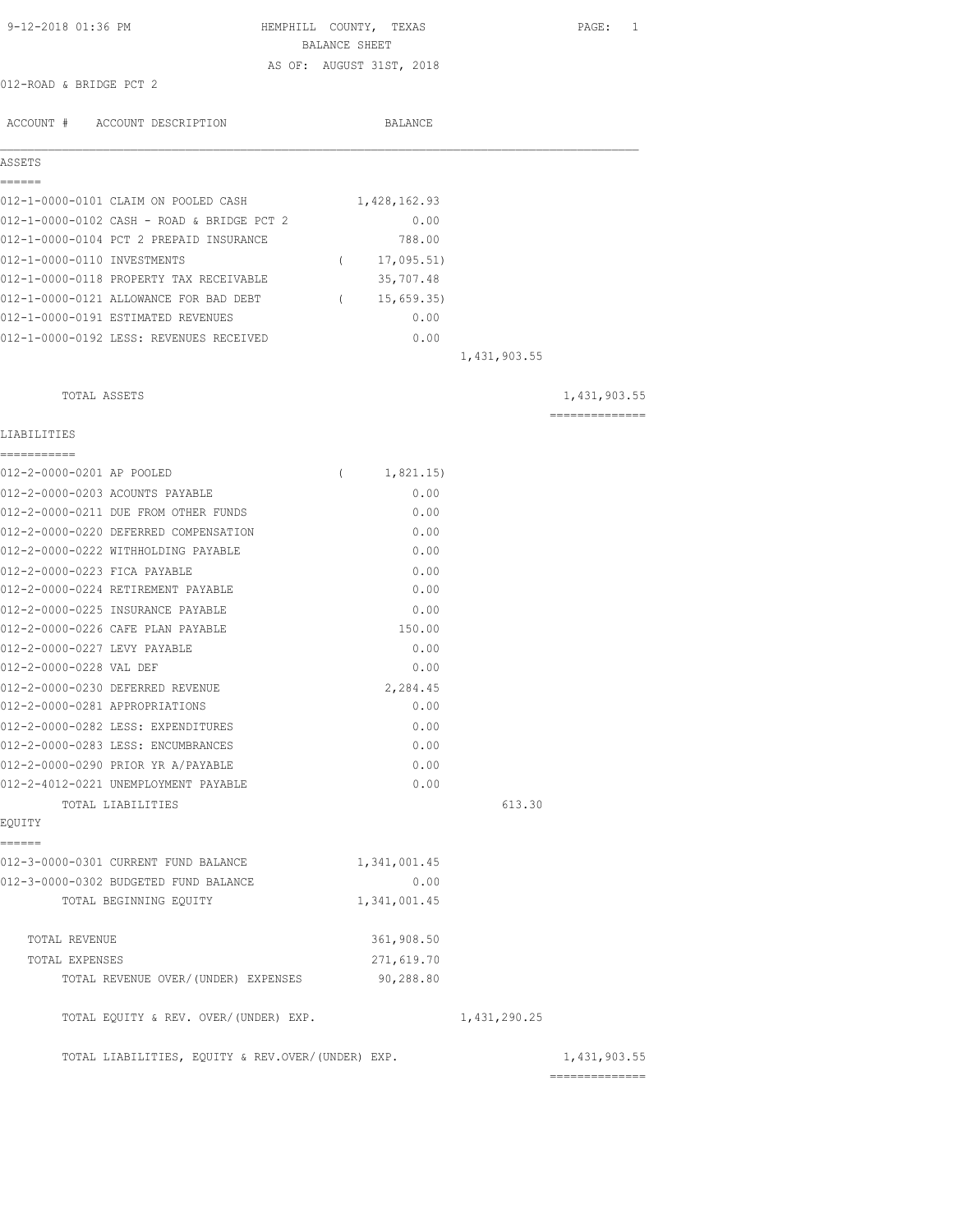9-12-2018 01:36 PM

# HEMPHILL COUNTY, TEXAS
## BALANCE SHEET
AS OF: AUGUST 31ST, 2018

012-ROAD & BRIDGE PCT 2

| ACCOUNT # | ACCOUNT DESCRIPTION | BALANCE | | |
|---|---|---|---|---|
| **ASSETS** | | | | |
| 012-1-0000-0101 | CLAIM ON POOLED CASH | 1,428,162.93 | | |
| 012-1-0000-0102 | CASH - ROAD & BRIDGE PCT 2 | 0.00 | | |
| 012-1-0000-0104 | PCT 2 PREPAID INSURANCE | 788.00 | | |
| 012-1-0000-0110 | INVESTMENTS | ( 17,095.51) | | |
| 012-1-0000-0118 | PROPERTY TAX RECEIVABLE | 35,707.48 | | |
| 012-1-0000-0121 | ALLOWANCE FOR BAD DEBT | ( 15,659.35) | | |
| 012-1-0000-0191 | ESTIMATED REVENUES | 0.00 | | |
| 012-1-0000-0192 | LESS: REVENUES RECEIVED | 0.00 | | |
| | | | 1,431,903.55 | |
| | TOTAL ASSETS | | | 1,431,903.55 |
| **LIABILITIES** | | | | |
| 012-2-0000-0201 | AP POOLED | ( 1,821.15) | | |
| 012-2-0000-0203 | ACOUNTS PAYABLE | 0.00 | | |
| 012-2-0000-0211 | DUE FROM OTHER FUNDS | 0.00 | | |
| 012-2-0000-0220 | DEFERRED COMPENSATION | 0.00 | | |
| 012-2-0000-0222 | WITHHOLDING PAYABLE | 0.00 | | |
| 012-2-0000-0223 | FICA PAYABLE | 0.00 | | |
| 012-2-0000-0224 | RETIREMENT PAYABLE | 0.00 | | |
| 012-2-0000-0225 | INSURANCE PAYABLE | 0.00 | | |
| 012-2-0000-0226 | CAFE PLAN PAYABLE | 150.00 | | |
| 012-2-0000-0227 | LEVY PAYABLE | 0.00 | | |
| 012-2-0000-0228 | VAL DEF | 0.00 | | |
| 012-2-0000-0230 | DEFERRED REVENUE | 2,284.45 | | |
| 012-2-0000-0281 | APPROPRIATIONS | 0.00 | | |
| 012-2-0000-0282 | LESS: EXPENDITURES | 0.00 | | |
| 012-2-0000-0283 | LESS: ENCUMBRANCES | 0.00 | | |
| 012-2-0000-0290 | PRIOR YR A/PAYABLE | 0.00 | | |
| 012-2-4012-0221 | UNEMPLOYMENT PAYABLE | 0.00 | | |
| | TOTAL LIABILITIES | | 613.30 | |
| **EQUITY** | | | | |
| 012-3-0000-0301 | CURRENT FUND BALANCE | 1,341,001.45 | | |
| 012-3-0000-0302 | BUDGETED FUND BALANCE | 0.00 | | |
| | TOTAL BEGINNING EQUITY | 1,341,001.45 | | |
| | TOTAL REVENUE | 361,908.50 | | |
| | TOTAL EXPENSES | 271,619.70 | | |
| | TOTAL REVENUE OVER/(UNDER) EXPENSES | 90,288.80 | | |
| | TOTAL EQUITY & REV. OVER/(UNDER) EXP. | | 1,431,290.25 | |
| | TOTAL LIABILITIES, EQUITY & REV.OVER/(UNDER) EXP. | | | 1,431,903.55 |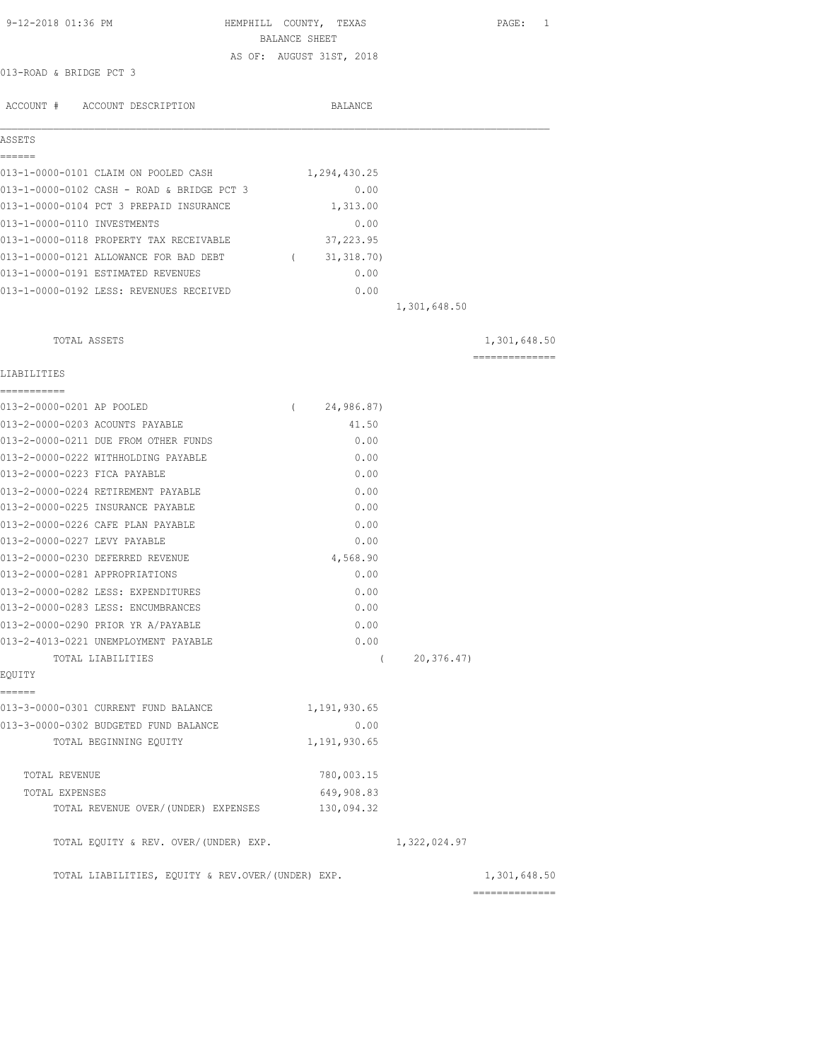9-12-2018 01:36 PM HEMPHILL COUNTY, TEXAS

BALANCE SHEET

AS OF: AUGUST 31ST, 2018

013-ROAD & BRIDGE PCT 3

| ACCOUNT # | ACCOUNT DESCRIPTION | BALANCE | | |
|---|---|---|---|---|
| **ASSETS** | | | | |
| 013-1-0000-0101 | CLAIM ON POOLED CASH | 1,294,430.25 | | |
| 013-1-0000-0102 | CASH - ROAD & BRIDGE PCT 3 | 0.00 | | |
| 013-1-0000-0104 | PCT 3 PREPAID INSURANCE | 1,313.00 | | |
| 013-1-0000-0110 | INVESTMENTS | 0.00 | | |
| 013-1-0000-0118 | PROPERTY TAX RECEIVABLE | 37,223.95 | | |
| 013-1-0000-0121 | ALLOWANCE FOR BAD DEBT | ( 31,318.70) | | |
| 013-1-0000-0191 | ESTIMATED REVENUES | 0.00 | | |
| 013-1-0000-0192 | LESS: REVENUES RECEIVED | 0.00 | | |
| | | | 1,301,648.50 | |
| | TOTAL ASSETS | | | 1,301,648.50 |
| **LIABILITIES** | | | | |
| 013-2-0000-0201 | AP POOLED | ( 24,986.87) | | |
| 013-2-0000-0203 | ACOUNTS PAYABLE | 41.50 | | |
| 013-2-0000-0211 | DUE FROM OTHER FUNDS | 0.00 | | |
| 013-2-0000-0222 | WITHHOLDING PAYABLE | 0.00 | | |
| 013-2-0000-0223 | FICA PAYABLE | 0.00 | | |
| 013-2-0000-0224 | RETIREMENT PAYABLE | 0.00 | | |
| 013-2-0000-0225 | INSURANCE PAYABLE | 0.00 | | |
| 013-2-0000-0226 | CAFE PLAN PAYABLE | 0.00 | | |
| 013-2-0000-0227 | LEVY PAYABLE | 0.00 | | |
| 013-2-0000-0230 | DEFERRED REVENUE | 4,568.90 | | |
| 013-2-0000-0281 | APPROPRIATIONS | 0.00 | | |
| 013-2-0000-0282 | LESS: EXPENDITURES | 0.00 | | |
| 013-2-0000-0283 | LESS: ENCUMBRANCES | 0.00 | | |
| 013-2-0000-0290 | PRIOR YR A/PAYABLE | 0.00 | | |
| 013-2-4013-0221 | UNEMPLOYMENT PAYABLE | 0.00 | | |
| | TOTAL LIABILITIES | | ( 20,376.47) | |
| **EQUITY** | | | | |
| 013-3-0000-0301 | CURRENT FUND BALANCE | 1,191,930.65 | | |
| 013-3-0000-0302 | BUDGETED FUND BALANCE | 0.00 | | |
| | TOTAL BEGINNING EQUITY | 1,191,930.65 | | |
| | TOTAL REVENUE | 780,003.15 | | |
| | TOTAL EXPENSES | 649,908.83 | | |
| | TOTAL REVENUE OVER/(UNDER) EXPENSES | 130,094.32 | | |
| | TOTAL EQUITY & REV. OVER/(UNDER) EXP. | | 1,322,024.97 | |
| | TOTAL LIABILITIES, EQUITY & REV.OVER/(UNDER) EXP. | | | 1,301,648.50 |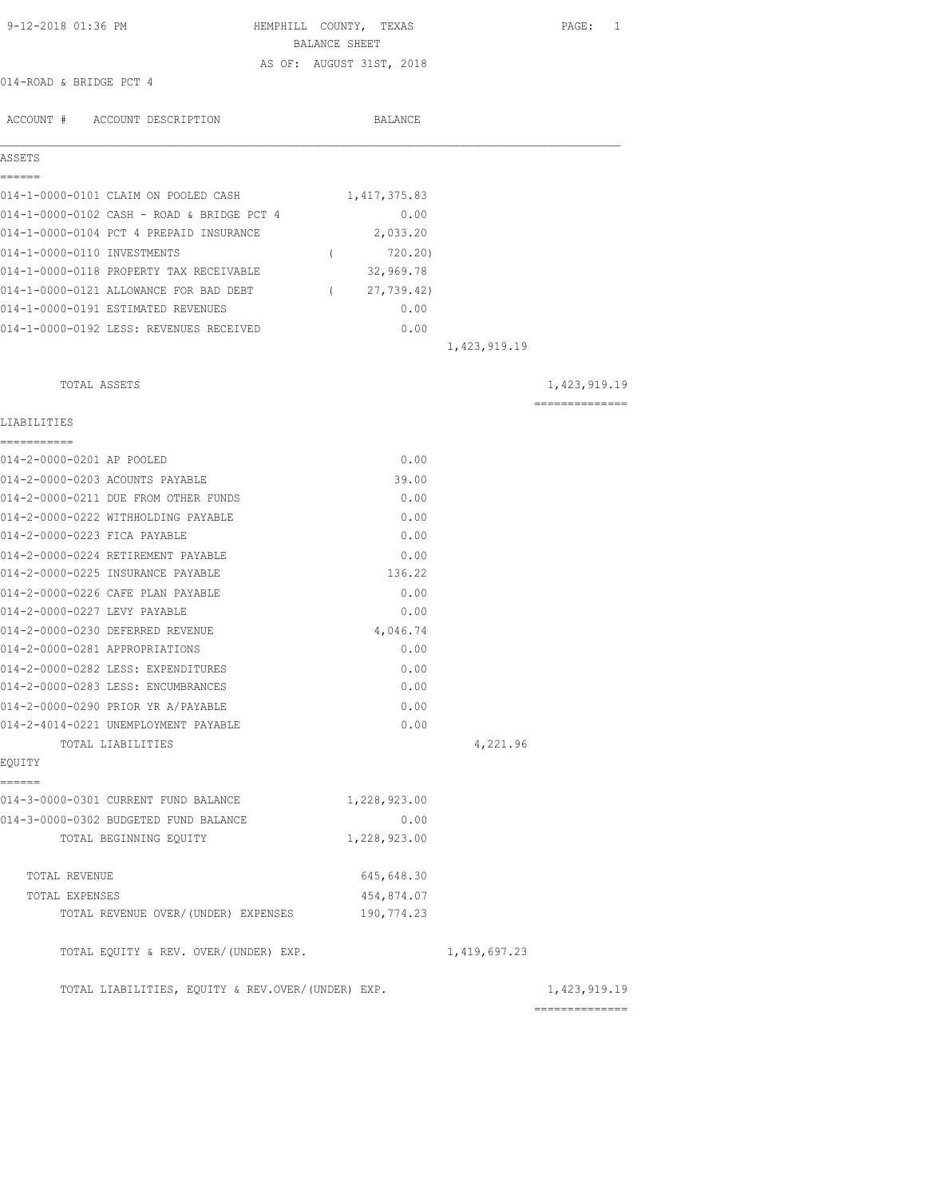9-12-2018 01:36 PM

# HEMPHILL COUNTY, TEXAS
## BALANCE SHEET
AS OF: AUGUST 31ST, 2018

014-ROAD & BRIDGE PCT 4

| ACCOUNT # | ACCOUNT DESCRIPTION | BALANCE | | |
|---|---|---|---|---|
| **ASSETS** | | | | |
| 014-1-0000-0101 | CLAIM ON POOLED CASH | 1,417,375.83 | | |
| 014-1-0000-0102 | CASH - ROAD & BRIDGE PCT 4 | 0.00 | | |
| 014-1-0000-0104 | PCT 4 PREPAID INSURANCE | 2,033.20 | | |
| 014-1-0000-0110 | INVESTMENTS | ( 720.20) | | |
| 014-1-0000-0118 | PROPERTY TAX RECEIVABLE | 32,969.78 | | |
| 014-1-0000-0121 | ALLOWANCE FOR BAD DEBT | ( 27,739.42) | | |
| 014-1-0000-0191 | ESTIMATED REVENUES | 0.00 | | |
| 014-1-0000-0192 | LESS: REVENUES RECEIVED | 0.00 | | |
| | | | 1,423,919.19 | |
| | TOTAL ASSETS | | | 1,423,919.19 |
| **LIABILITIES** | | | | |
| 014-2-0000-0201 | AP POOLED | 0.00 | | |
| 014-2-0000-0203 | ACOUNTS PAYABLE | 39.00 | | |
| 014-2-0000-0211 | DUE FROM OTHER FUNDS | 0.00 | | |
| 014-2-0000-0222 | WITHHOLDING PAYABLE | 0.00 | | |
| 014-2-0000-0223 | FICA PAYABLE | 0.00 | | |
| 014-2-0000-0224 | RETIREMENT PAYABLE | 0.00 | | |
| 014-2-0000-0225 | INSURANCE PAYABLE | 136.22 | | |
| 014-2-0000-0226 | CAFE PLAN PAYABLE | 0.00 | | |
| 014-2-0000-0227 | LEVY PAYABLE | 0.00 | | |
| 014-2-0000-0230 | DEFERRED REVENUE | 4,046.74 | | |
| 014-2-0000-0281 | APPROPRIATIONS | 0.00 | | |
| 014-2-0000-0282 | LESS: EXPENDITURES | 0.00 | | |
| 014-2-0000-0283 | LESS: ENCUMBRANCES | 0.00 | | |
| 014-2-0000-0290 | PRIOR YR A/PAYABLE | 0.00 | | |
| 014-2-4014-0221 | UNEMPLOYMENT PAYABLE | 0.00 | | |
| | TOTAL LIABILITIES | | 4,221.96 | |
| **EQUITY** | | | | |
| 014-3-0000-0301 | CURRENT FUND BALANCE | 1,228,923.00 | | |
| 014-3-0000-0302 | BUDGETED FUND BALANCE | 0.00 | | |
| | TOTAL BEGINNING EQUITY | 1,228,923.00 | | |
| | TOTAL REVENUE | 645,648.30 | | |
| | TOTAL EXPENSES | 454,874.07 | | |
| | TOTAL REVENUE OVER/(UNDER) EXPENSES | 190,774.23 | | |
| | TOTAL EQUITY & REV. OVER/(UNDER) EXP. | | 1,419,697.23 | |
| | TOTAL LIABILITIES, EQUITY & REV.OVER/(UNDER) EXP. | | | 1,423,919.19 |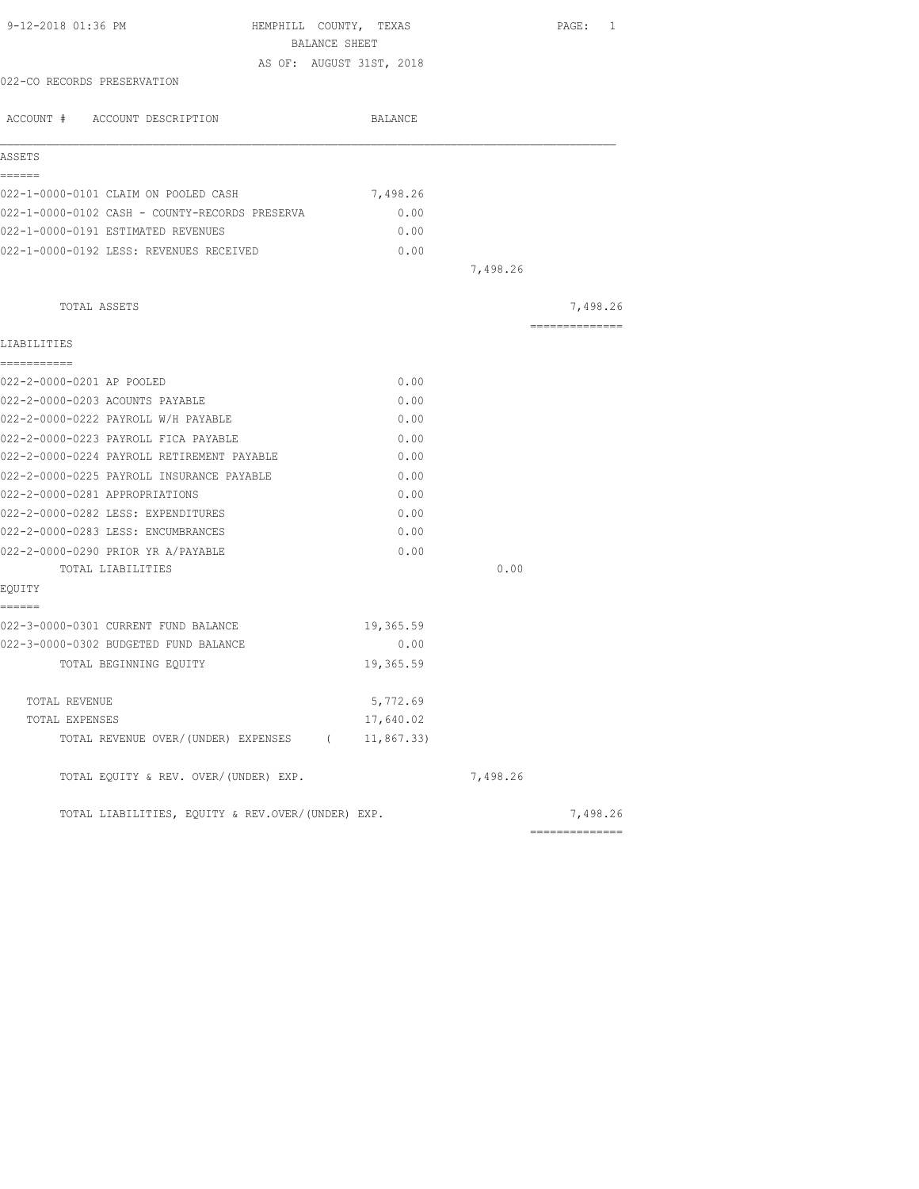HEMPHILL COUNTY, TEXAS
BALANCE SHEET
AS OF: AUGUST 31ST, 2018

9-12-2018 01:36 PM

022-CO RECORDS PRESERVATION

| ACCOUNT # ACCOUNT DESCRIPTION | BALANCE | | |
|---|---|---|---|
| **ASSETS** | | | |
| 022-1-0000-0101 CLAIM ON POOLED CASH | 7,498.26 | | |
| 022-1-0000-0102 CASH - COUNTY-RECORDS PRESERVA | 0.00 | | |
| 022-1-0000-0191 ESTIMATED REVENUES | 0.00 | | |
| 022-1-0000-0192 LESS: REVENUES RECEIVED | 0.00 | | |
| | | 7,498.26 | |
| TOTAL ASSETS | | | 7,498.26 |
| **LIABILITIES** | | | |
| 022-2-0000-0201 AP POOLED | 0.00 | | |
| 022-2-0000-0203 ACOUNTS PAYABLE | 0.00 | | |
| 022-2-0000-0222 PAYROLL W/H PAYABLE | 0.00 | | |
| 022-2-0000-0223 PAYROLL FICA PAYABLE | 0.00 | | |
| 022-2-0000-0224 PAYROLL RETIREMENT PAYABLE | 0.00 | | |
| 022-2-0000-0225 PAYROLL INSURANCE PAYABLE | 0.00 | | |
| 022-2-0000-0281 APPROPRIATIONS | 0.00 | | |
| 022-2-0000-0282 LESS: EXPENDITURES | 0.00 | | |
| 022-2-0000-0283 LESS: ENCUMBRANCES | 0.00 | | |
| 022-2-0000-0290 PRIOR YR A/PAYABLE | 0.00 | | |
| TOTAL LIABILITIES | | 0.00 | |
| **EQUITY** | | | |
| 022-3-0000-0301 CURRENT FUND BALANCE | 19,365.59 | | |
| 022-3-0000-0302 BUDGETED FUND BALANCE | 0.00 | | |
| TOTAL BEGINNING EQUITY | 19,365.59 | | |
| TOTAL REVENUE | 5,772.69 | | |
| TOTAL EXPENSES | 17,640.02 | | |
| TOTAL REVENUE OVER/(UNDER) EXPENSES | ( 11,867.33) | | |
| TOTAL EQUITY & REV. OVER/(UNDER) EXP. | | 7,498.26 | |
| TOTAL LIABILITIES, EQUITY & REV.OVER/(UNDER) EXP. | | | 7,498.26 |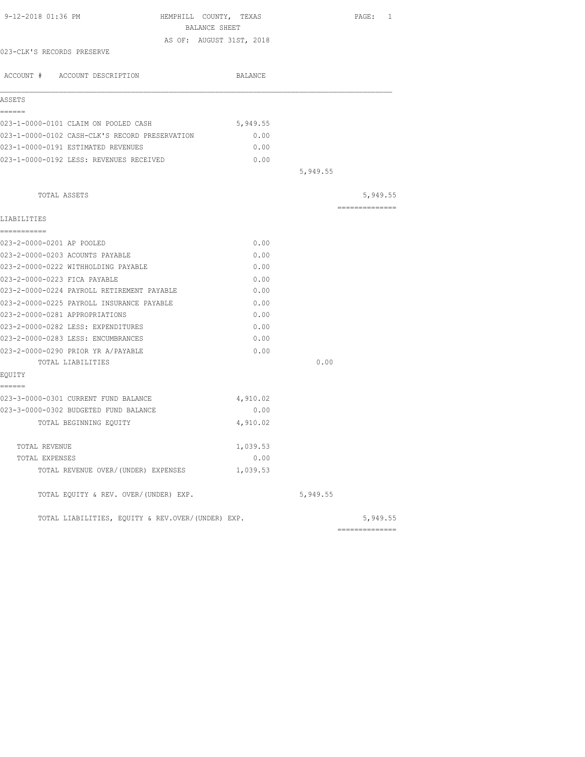HEMPHILL COUNTY, TEXAS
BALANCE SHEET
AS OF: AUGUST 31ST, 2018

023-CLK'S RECORDS PRESERVE

| ACCOUNT # ACCOUNT DESCRIPTION | BALANCE | | |
|---|---|---|---|
| **ASSETS** | | | |
| 023-1-0000-0101 CLAIM ON POOLED CASH | 5,949.55 | | |
| 023-1-0000-0102 CASH-CLK'S RECORD PRESERVATION | 0.00 | | |
| 023-1-0000-0191 ESTIMATED REVENUES | 0.00 | | |
| 023-1-0000-0192 LESS: REVENUES RECEIVED | 0.00 | | |
| | | 5,949.55 | |
| TOTAL ASSETS | | | 5,949.55 |
| **LIABILITIES** | | | |
| 023-2-0000-0201 AP POOLED | 0.00 | | |
| 023-2-0000-0203 ACOUNTS PAYABLE | 0.00 | | |
| 023-2-0000-0222 WITHHOLDING PAYABLE | 0.00 | | |
| 023-2-0000-0223 FICA PAYABLE | 0.00 | | |
| 023-2-0000-0224 PAYROLL RETIREMENT PAYABLE | 0.00 | | |
| 023-2-0000-0225 PAYROLL INSURANCE PAYABLE | 0.00 | | |
| 023-2-0000-0281 APPROPRIATIONS | 0.00 | | |
| 023-2-0000-0282 LESS: EXPENDITURES | 0.00 | | |
| 023-2-0000-0283 LESS: ENCUMBRANCES | 0.00 | | |
| 023-2-0000-0290 PRIOR YR A/PAYABLE | 0.00 | | |
| TOTAL LIABILITIES | | 0.00 | |
| **EQUITY** | | | |
| 023-3-0000-0301 CURRENT FUND BALANCE | 4,910.02 | | |
| 023-3-0000-0302 BUDGETED FUND BALANCE | 0.00 | | |
| TOTAL BEGINNING EQUITY | 4,910.02 | | |
| TOTAL REVENUE | 1,039.53 | | |
| TOTAL EXPENSES | 0.00 | | |
| TOTAL REVENUE OVER/(UNDER) EXPENSES | 1,039.53 | | |
| TOTAL EQUITY & REV. OVER/(UNDER) EXP. | | 5,949.55 | |
| TOTAL LIABILITIES, EQUITY & REV.OVER/(UNDER) EXP. | | | 5,949.55 |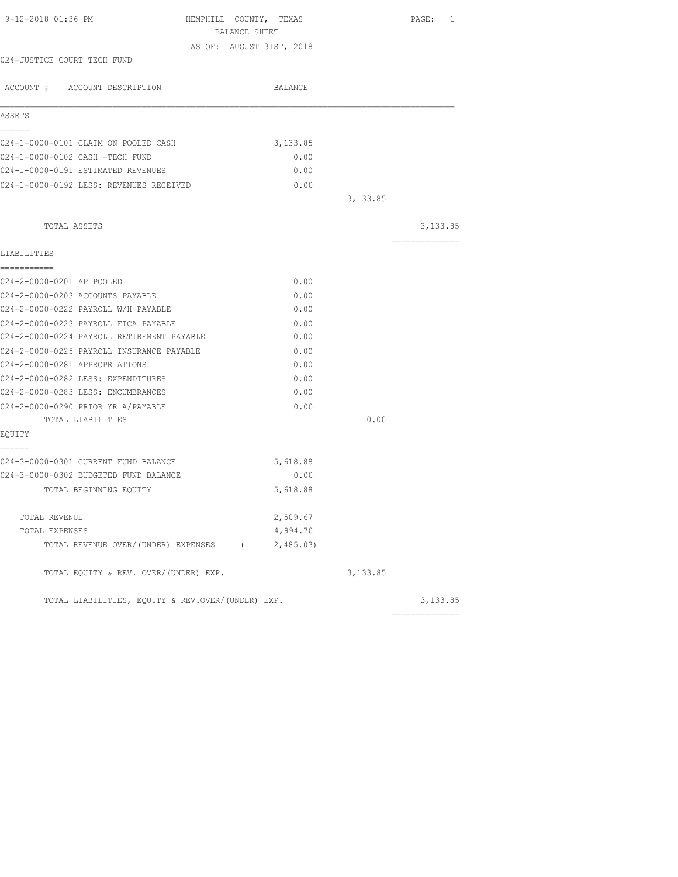9-12-2018 01:36 PM HEMPHILL COUNTY, TEXAS

BALANCE SHEET

AS OF: AUGUST 31ST, 2018

024-JUSTICE COURT TECH FUND

| ACCOUNT # ACCOUNT DESCRIPTION | BALANCE | | |
|---|---|---|---|
| **ASSETS** | | | |
| 024-1-0000-0101 CLAIM ON POOLED CASH | 3,133.85 | | |
| 024-1-0000-0102 CASH -TECH FUND | 0.00 | | |
| 024-1-0000-0191 ESTIMATED REVENUES | 0.00 | | |
| 024-1-0000-0192 LESS: REVENUES RECEIVED | 0.00 | | |
| | | 3,133.85 | |
| TOTAL ASSETS | | | 3,133.85 |
| **LIABILITIES** | | | |
| 024-2-0000-0201 AP POOLED | 0.00 | | |
| 024-2-0000-0203 ACCOUNTS PAYABLE | 0.00 | | |
| 024-2-0000-0222 PAYROLL W/H PAYABLE | 0.00 | | |
| 024-2-0000-0223 PAYROLL FICA PAYABLE | 0.00 | | |
| 024-2-0000-0224 PAYROLL RETIREMENT PAYABLE | 0.00 | | |
| 024-2-0000-0225 PAYROLL INSURANCE PAYABLE | 0.00 | | |
| 024-2-0000-0281 APPROPRIATIONS | 0.00 | | |
| 024-2-0000-0282 LESS: EXPENDITURES | 0.00 | | |
| 024-2-0000-0283 LESS: ENCUMBRANCES | 0.00 | | |
| 024-2-0000-0290 PRIOR YR A/PAYABLE | 0.00 | | |
| TOTAL LIABILITIES | | 0.00 | |
| **EQUITY** | | | |
| 024-3-0000-0301 CURRENT FUND BALANCE | 5,618.88 | | |
| 024-3-0000-0302 BUDGETED FUND BALANCE | 0.00 | | |
| TOTAL BEGINNING EQUITY | 5,618.88 | | |
| TOTAL REVENUE | 2,509.67 | | |
| TOTAL EXPENSES | 4,994.70 | | |
| TOTAL REVENUE OVER/(UNDER) EXPENSES | ( 2,485.03) | | |
| TOTAL EQUITY & REV. OVER/(UNDER) EXP. | | 3,133.85 | |
| TOTAL LIABILITIES, EQUITY & REV.OVER/(UNDER) EXP. | | | 3,133.85 |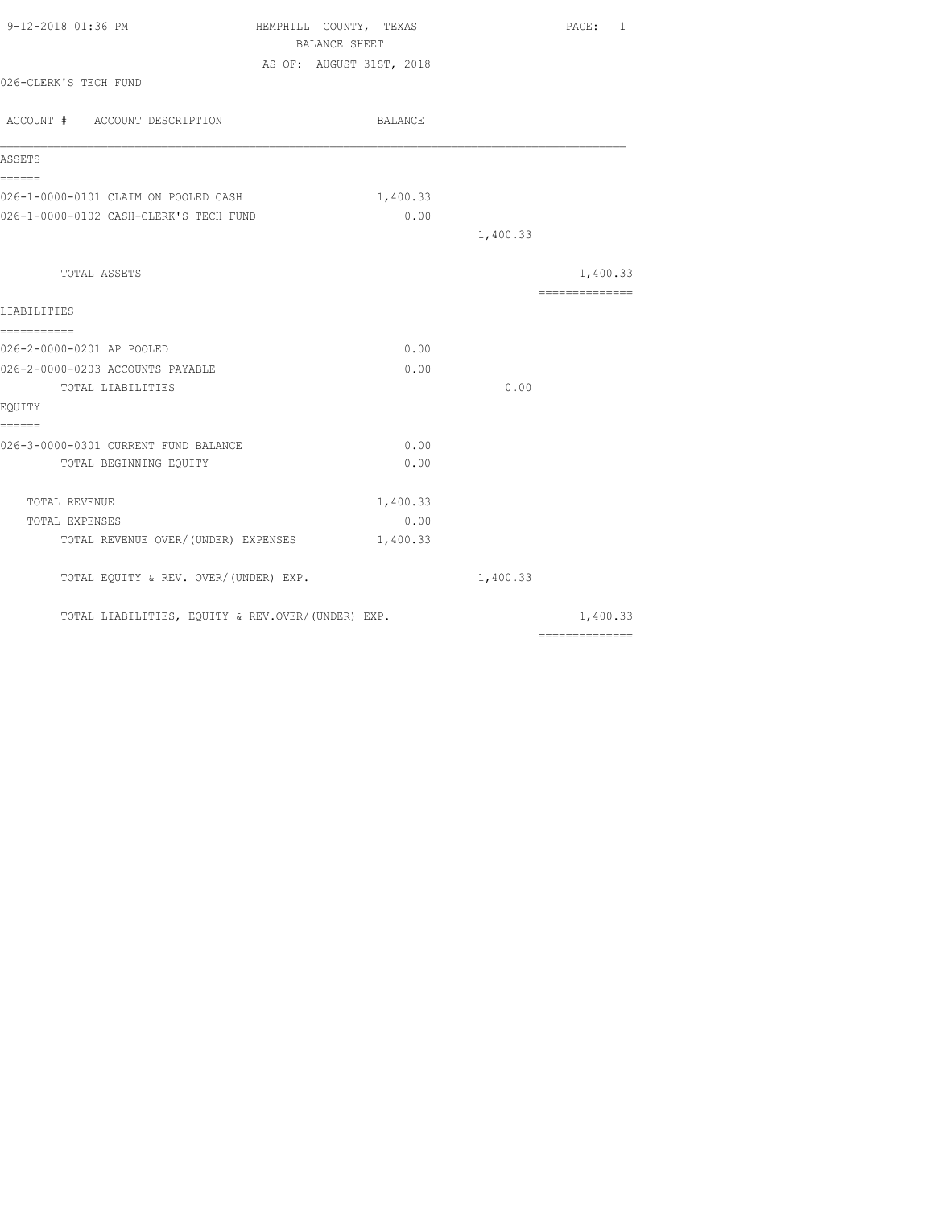9-12-2018 01:36 PM HEMPHILL COUNTY, TEXAS PAGE: 1

BALANCE SHEET

AS OF: AUGUST 31ST, 2018

026-CLERK'S TECH FUND

| ACCOUNT # ACCOUNT DESCRIPTION | BALANCE | | |
|---|---|---|---|
| **ASSETS** | | | |
| 026-1-0000-0101 CLAIM ON POOLED CASH | 1,400.33 | | |
| 026-1-0000-0102 CASH-CLERK'S TECH FUND | 0.00 | | |
| | | 1,400.33 | |
| TOTAL ASSETS | | | 1,400.33 |
| **LIABILITIES** | | | |
| 026-2-0000-0201 AP POOLED | 0.00 | | |
| 026-2-0000-0203 ACCOUNTS PAYABLE | 0.00 | | |
| TOTAL LIABILITIES | | 0.00 | |
| **EQUITY** | | | |
| 026-3-0000-0301 CURRENT FUND BALANCE | 0.00 | | |
| TOTAL BEGINNING EQUITY | 0.00 | | |
| TOTAL REVENUE | 1,400.33 | | |
| TOTAL EXPENSES | 0.00 | | |
| TOTAL REVENUE OVER/(UNDER) EXPENSES | 1,400.33 | | |
| TOTAL EQUITY & REV. OVER/(UNDER) EXP. | | 1,400.33 | |
| TOTAL LIABILITIES, EQUITY & REV.OVER/(UNDER) EXP. | | | 1,400.33 |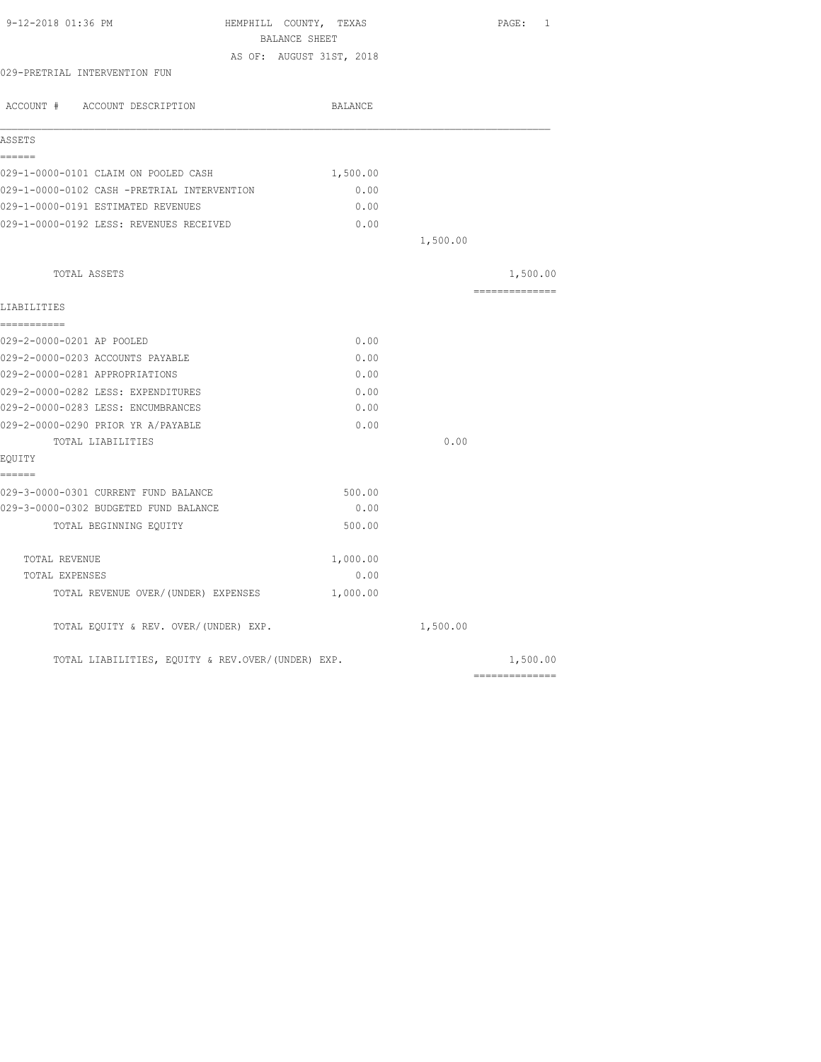9-12-2018 01:36 PM HEMPHILL COUNTY, TEXAS

BALANCE SHEET

AS OF: AUGUST 31ST, 2018

029-PRETRIAL INTERVENTION FUN

| ACCOUNT # ACCOUNT DESCRIPTION | BALANCE | | |
|---|---|---|---|
| **ASSETS** | | | |
| 029-1-0000-0101 CLAIM ON POOLED CASH | 1,500.00 | | |
| 029-1-0000-0102 CASH -PRETRIAL INTERVENTION | 0.00 | | |
| 029-1-0000-0191 ESTIMATED REVENUES | 0.00 | | |
| 029-1-0000-0192 LESS: REVENUES RECEIVED | 0.00 | | |
| | | 1,500.00 | |
| TOTAL ASSETS | | | 1,500.00 |
| **LIABILITIES** | | | |
| 029-2-0000-0201 AP POOLED | 0.00 | | |
| 029-2-0000-0203 ACCOUNTS PAYABLE | 0.00 | | |
| 029-2-0000-0281 APPROPRIATIONS | 0.00 | | |
| 029-2-0000-0282 LESS: EXPENDITURES | 0.00 | | |
| 029-2-0000-0283 LESS: ENCUMBRANCES | 0.00 | | |
| 029-2-0000-0290 PRIOR YR A/PAYABLE | 0.00 | | |
| TOTAL LIABILITIES | | 0.00 | |
| **EQUITY** | | | |
| 029-3-0000-0301 CURRENT FUND BALANCE | 500.00 | | |
| 029-3-0000-0302 BUDGETED FUND BALANCE | 0.00 | | |
| TOTAL BEGINNING EQUITY | 500.00 | | |
| TOTAL REVENUE | 1,000.00 | | |
| TOTAL EXPENSES | 0.00 | | |
| TOTAL REVENUE OVER/(UNDER) EXPENSES | 1,000.00 | | |
| TOTAL EQUITY & REV. OVER/(UNDER) EXP. | | 1,500.00 | |
| TOTAL LIABILITIES, EQUITY & REV.OVER/(UNDER) EXP. | | | 1,500.00 |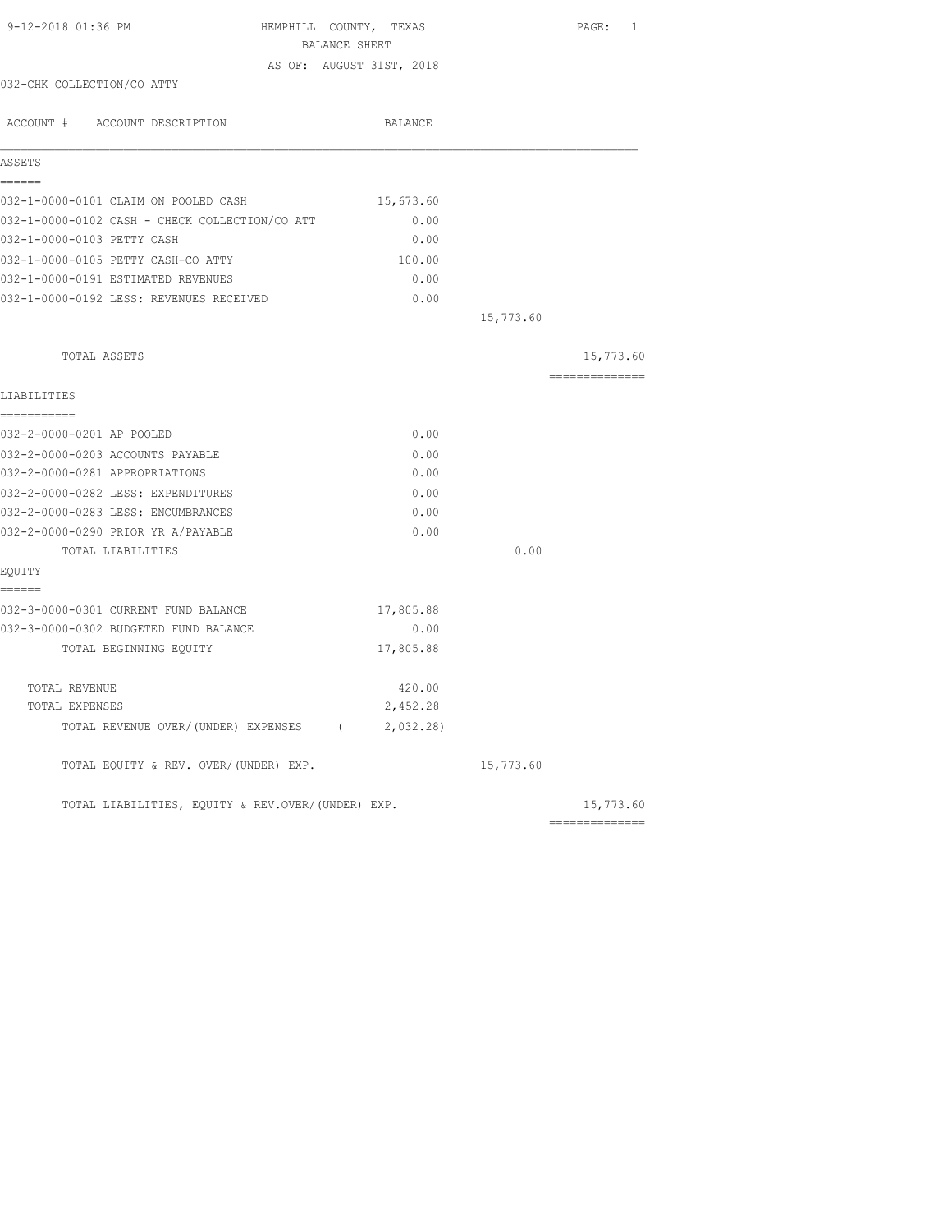9-12-2018 01:36 PM HEMPHILL COUNTY, TEXAS

BALANCE SHEET

AS OF: AUGUST 31ST, 2018

032-CHK COLLECTION/CO ATTY

| ACCOUNT # ACCOUNT DESCRIPTION | BALANCE | | |
|---|---|---|---|
| **ASSETS** | | | |
| 032-1-0000-0101 CLAIM ON POOLED CASH | 15,673.60 | | |
| 032-1-0000-0102 CASH - CHECK COLLECTION/CO ATT | 0.00 | | |
| 032-1-0000-0103 PETTY CASH | 0.00 | | |
| 032-1-0000-0105 PETTY CASH-CO ATTY | 100.00 | | |
| 032-1-0000-0191 ESTIMATED REVENUES | 0.00 | | |
| 032-1-0000-0192 LESS: REVENUES RECEIVED | 0.00 | | |
| | | 15,773.60 | |
| TOTAL ASSETS | | | 15,773.60 |
| **LIABILITIES** | | | |
| 032-2-0000-0201 AP POOLED | 0.00 | | |
| 032-2-0000-0203 ACCOUNTS PAYABLE | 0.00 | | |
| 032-2-0000-0281 APPROPRIATIONS | 0.00 | | |
| 032-2-0000-0282 LESS: EXPENDITURES | 0.00 | | |
| 032-2-0000-0283 LESS: ENCUMBRANCES | 0.00 | | |
| 032-2-0000-0290 PRIOR YR A/PAYABLE | 0.00 | | |
| TOTAL LIABILITIES | | 0.00 | |
| **EQUITY** | | | |
| 032-3-0000-0301 CURRENT FUND BALANCE | 17,805.88 | | |
| 032-3-0000-0302 BUDGETED FUND BALANCE | 0.00 | | |
| TOTAL BEGINNING EQUITY | 17,805.88 | | |
| TOTAL REVENUE | 420.00 | | |
| TOTAL EXPENSES | 2,452.28 | | |
| TOTAL REVENUE OVER/(UNDER) EXPENSES | ( 2,032.28) | | |
| TOTAL EQUITY & REV. OVER/(UNDER) EXP. | | 15,773.60 | |
| TOTAL LIABILITIES, EQUITY & REV.OVER/(UNDER) EXP. | | | 15,773.60 |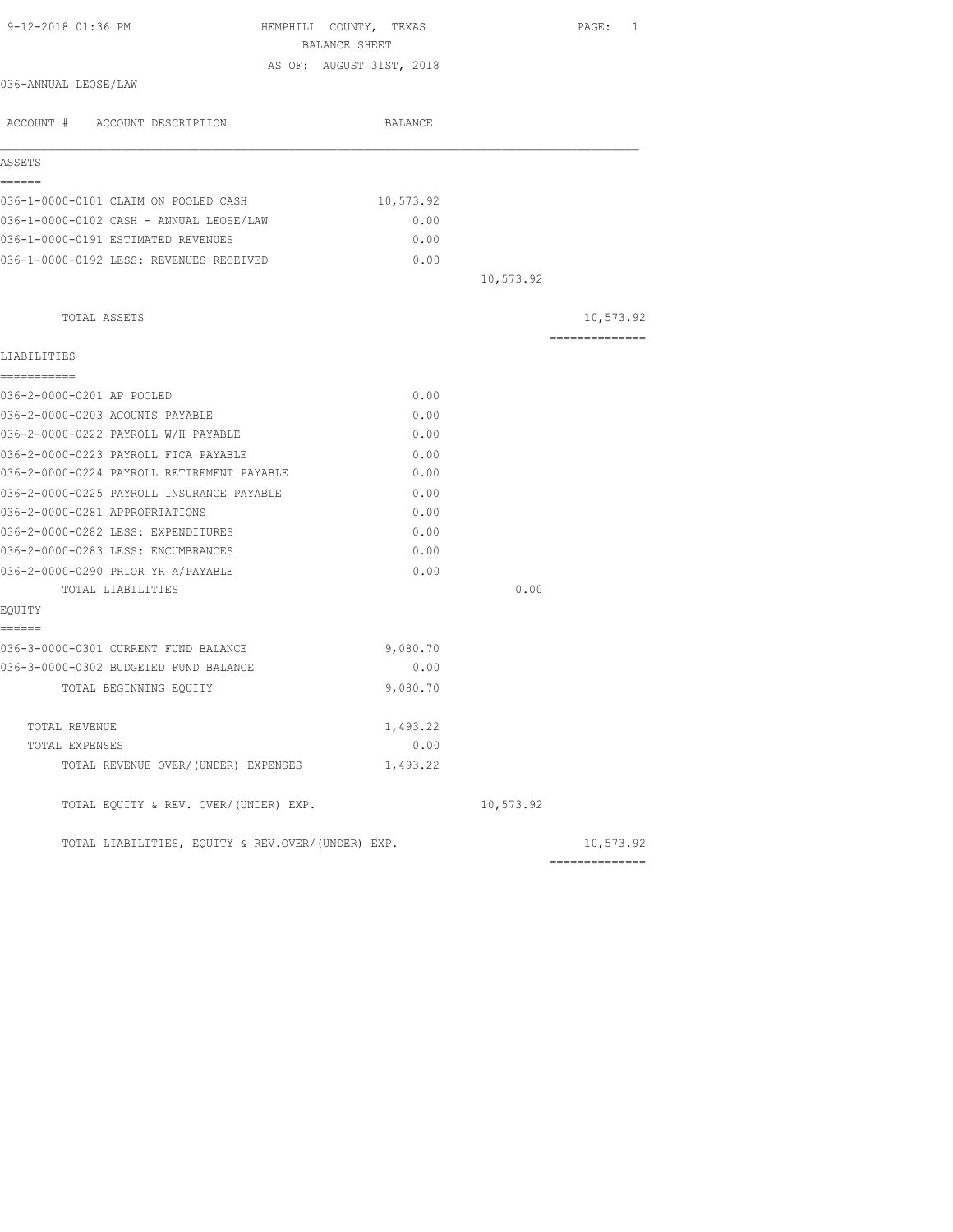HEMPHILL COUNTY, TEXAS
BALANCE SHEET
AS OF: AUGUST 31ST, 2018

036-ANNUAL LEOSE/LAW

| ACCOUNT # ACCOUNT DESCRIPTION | BALANCE | | |
|---|---|---|---|
| **ASSETS** | | | |
| 036-1-0000-0101 CLAIM ON POOLED CASH | 10,573.92 | | |
| 036-1-0000-0102 CASH - ANNUAL LEOSE/LAW | 0.00 | | |
| 036-1-0000-0191 ESTIMATED REVENUES | 0.00 | | |
| 036-1-0000-0192 LESS: REVENUES RECEIVED | 0.00 | | |
| | | 10,573.92 | |
| TOTAL ASSETS | | | 10,573.92 |
| **LIABILITIES** | | | |
| 036-2-0000-0201 AP POOLED | 0.00 | | |
| 036-2-0000-0203 ACOUNTS PAYABLE | 0.00 | | |
| 036-2-0000-0222 PAYROLL W/H PAYABLE | 0.00 | | |
| 036-2-0000-0223 PAYROLL FICA PAYABLE | 0.00 | | |
| 036-2-0000-0224 PAYROLL RETIREMENT PAYABLE | 0.00 | | |
| 036-2-0000-0225 PAYROLL INSURANCE PAYABLE | 0.00 | | |
| 036-2-0000-0281 APPROPRIATIONS | 0.00 | | |
| 036-2-0000-0282 LESS: EXPENDITURES | 0.00 | | |
| 036-2-0000-0283 LESS: ENCUMBRANCES | 0.00 | | |
| 036-2-0000-0290 PRIOR YR A/PAYABLE | 0.00 | | |
| TOTAL LIABILITIES | | 0.00 | |
| **EQUITY** | | | |
| 036-3-0000-0301 CURRENT FUND BALANCE | 9,080.70 | | |
| 036-3-0000-0302 BUDGETED FUND BALANCE | 0.00 | | |
| TOTAL BEGINNING EQUITY | 9,080.70 | | |
| TOTAL REVENUE | 1,493.22 | | |
| TOTAL EXPENSES | 0.00 | | |
| TOTAL REVENUE OVER/(UNDER) EXPENSES | 1,493.22 | | |
| TOTAL EQUITY & REV. OVER/(UNDER) EXP. | | 10,573.92 | |
| TOTAL LIABILITIES, EQUITY & REV.OVER/(UNDER) EXP. | | | 10,573.92 |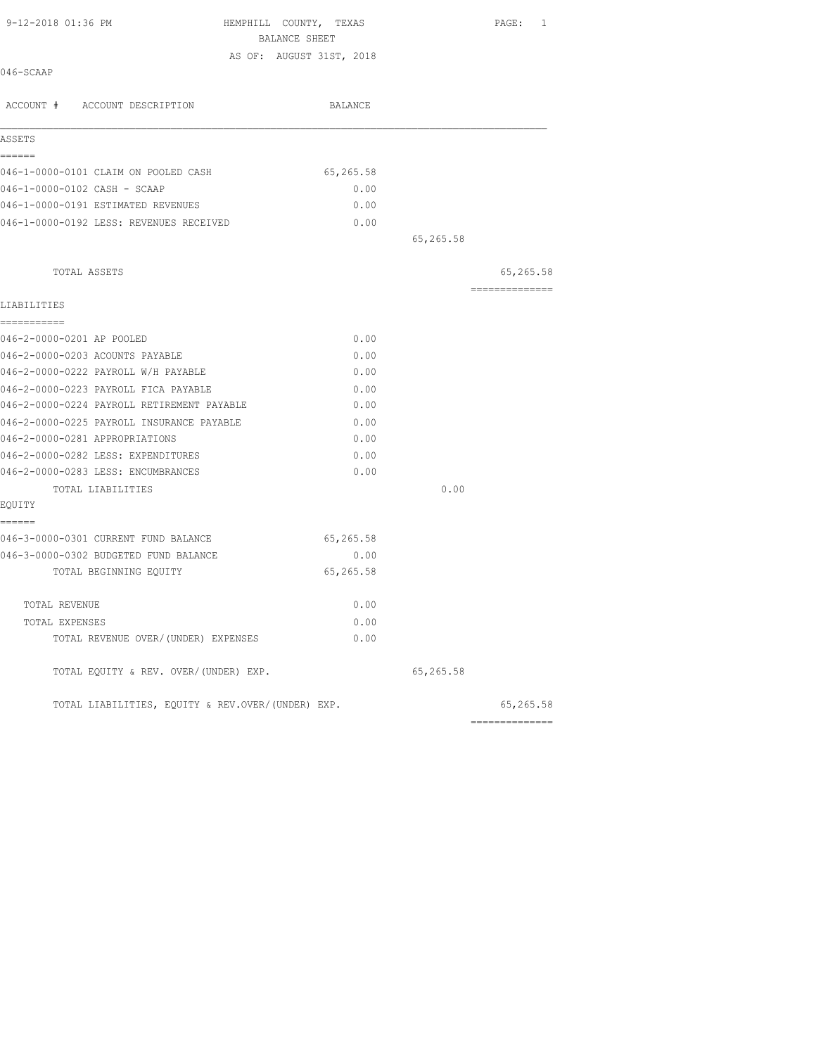# HEMPHILL COUNTY, TEXAS
## BALANCE SHEET
### AS OF: AUGUST 31ST, 2018

9-12-2018 01:36 PM

046-SCAAP

| ACCOUNT # ACCOUNT DESCRIPTION | BALANCE | | |
|---|---|---|---|
| **ASSETS** | | | |
| 046-1-0000-0101 CLAIM ON POOLED CASH | 65,265.58 | | |
| 046-1-0000-0102 CASH - SCAAP | 0.00 | | |
| 046-1-0000-0191 ESTIMATED REVENUES | 0.00 | | |
| 046-1-0000-0192 LESS: REVENUES RECEIVED | 0.00 | | |
| | | 65,265.58 | |
| TOTAL ASSETS | | | 65,265.58 |
| **LIABILITIES** | | | |
| 046-2-0000-0201 AP POOLED | 0.00 | | |
| 046-2-0000-0203 ACOUNTS PAYABLE | 0.00 | | |
| 046-2-0000-0222 PAYROLL W/H PAYABLE | 0.00 | | |
| 046-2-0000-0223 PAYROLL FICA PAYABLE | 0.00 | | |
| 046-2-0000-0224 PAYROLL RETIREMENT PAYABLE | 0.00 | | |
| 046-2-0000-0225 PAYROLL INSURANCE PAYABLE | 0.00 | | |
| 046-2-0000-0281 APPROPRIATIONS | 0.00 | | |
| 046-2-0000-0282 LESS: EXPENDITURES | 0.00 | | |
| 046-2-0000-0283 LESS: ENCUMBRANCES | 0.00 | | |
| TOTAL LIABILITIES | | 0.00 | |
| **EQUITY** | | | |
| 046-3-0000-0301 CURRENT FUND BALANCE | 65,265.58 | | |
| 046-3-0000-0302 BUDGETED FUND BALANCE | 0.00 | | |
| TOTAL BEGINNING EQUITY | 65,265.58 | | |
| TOTAL REVENUE | 0.00 | | |
| TOTAL EXPENSES | 0.00 | | |
| TOTAL REVENUE OVER/(UNDER) EXPENSES | 0.00 | | |
| TOTAL EQUITY & REV. OVER/(UNDER) EXP. | | 65,265.58 | |
| TOTAL LIABILITIES, EQUITY & REV.OVER/(UNDER) EXP. | | | 65,265.58 |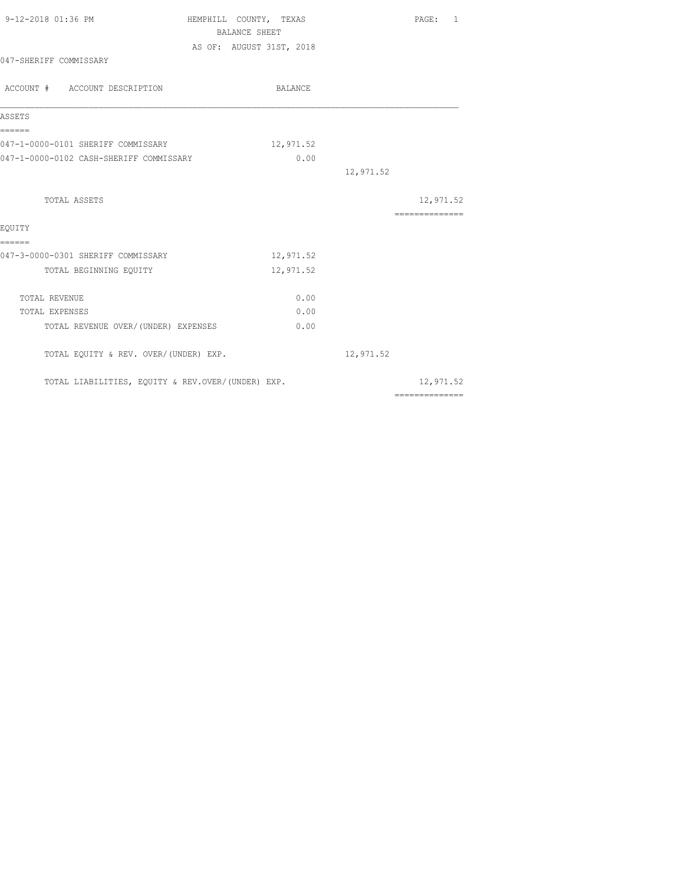9-12-2018 01:36 PM HEMPHILL COUNTY, TEXAS PAGE: 1

BALANCE SHEET

AS OF: AUGUST 31ST, 2018

047-SHERIFF COMMISSARY

| ACCOUNT # ACCOUNT DESCRIPTION | BALANCE | | |
|---|---|---|---|
| **ASSETS** | | | |
| 047-1-0000-0101 SHERIFF COMMISSARY | 12,971.52 | | |
| 047-1-0000-0102 CASH-SHERIFF COMMISSARY | 0.00 | | |
| | | 12,971.52 | |
| TOTAL ASSETS | | | 12,971.52 |
| **EQUITY** | | | |
| 047-3-0000-0301 SHERIFF COMMISSARY | 12,971.52 | | |
| TOTAL BEGINNING EQUITY | 12,971.52 | | |
| TOTAL REVENUE | 0.00 | | |
| TOTAL EXPENSES | 0.00 | | |
| TOTAL REVENUE OVER/(UNDER) EXPENSES | 0.00 | | |
| TOTAL EQUITY & REV. OVER/(UNDER) EXP. | | 12,971.52 | |
| TOTAL LIABILITIES, EQUITY & REV.OVER/(UNDER) EXP. | | | 12,971.52 |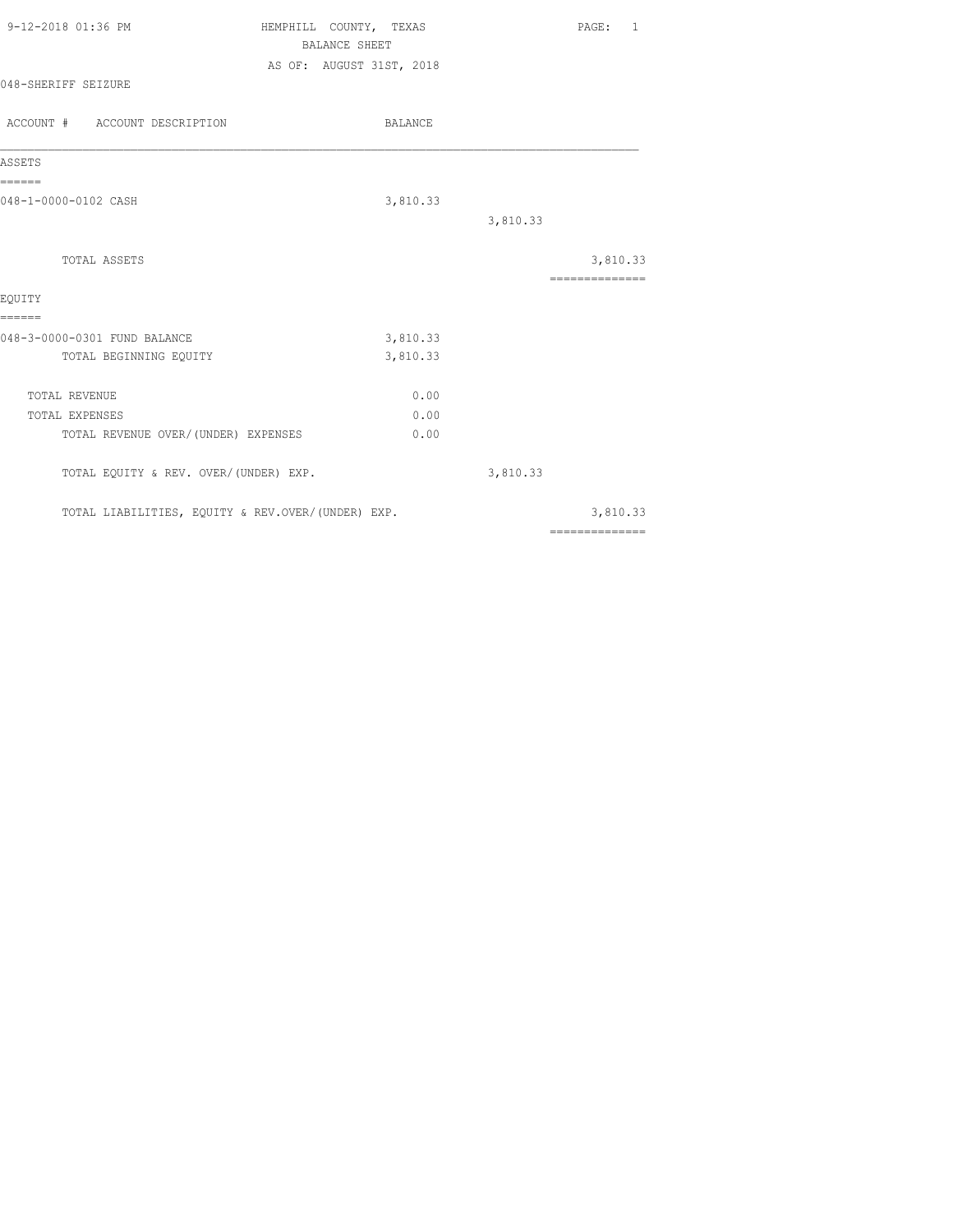9-12-2018 01:36 PM HEMPHILL COUNTY, TEXAS PAGE: 1

BALANCE SHEET

AS OF: AUGUST 31ST, 2018

048-SHERIFF SEIZURE

| ACCOUNT # ACCOUNT DESCRIPTION | BALANCE | | |
|---|---|---|---|
| **ASSETS** | | | |
| 048-1-0000-0102 CASH | 3,810.33 | | |
| | | 3,810.33 | |
| TOTAL ASSETS | | | 3,810.33 |
| **EQUITY** | | | |
| 048-3-0000-0301 FUND BALANCE | 3,810.33 | | |
| TOTAL BEGINNING EQUITY | 3,810.33 | | |
| TOTAL REVENUE | 0.00 | | |
| TOTAL EXPENSES | 0.00 | | |
| TOTAL REVENUE OVER/(UNDER) EXPENSES | 0.00 | | |
| TOTAL EQUITY & REV. OVER/(UNDER) EXP. | | 3,810.33 | |
| TOTAL LIABILITIES, EQUITY & REV.OVER/(UNDER) EXP. | | | 3,810.33 |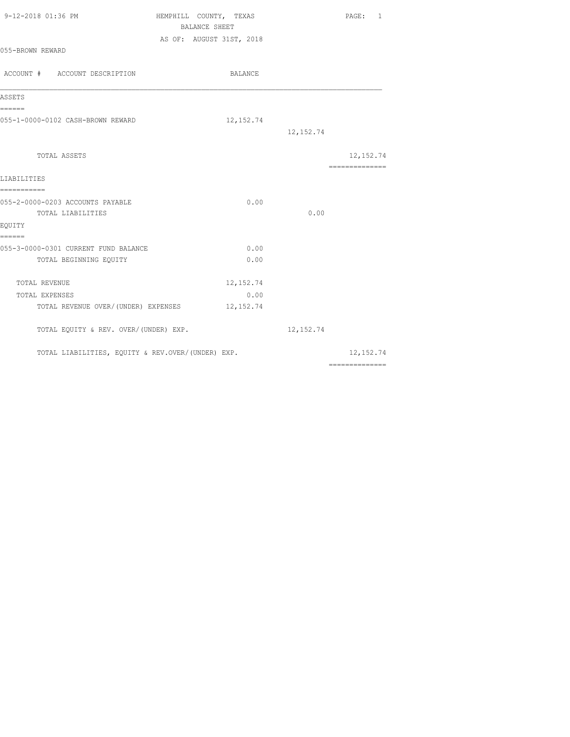9-12-2018 01:36 PM HEMPHILL COUNTY, TEXAS PAGE: 1

BALANCE SHEET

AS OF: AUGUST 31ST, 2018

055-BROWN REWARD

| ACCOUNT # ACCOUNT DESCRIPTION | BALANCE | | |
|---|---|---|---|
| **ASSETS** | | | |
| 055-1-0000-0102 CASH-BROWN REWARD | 12,152.74 | | |
| | | 12,152.74 | |
| TOTAL ASSETS | | | 12,152.74 |
| **LIABILITIES** | | | |
| 055-2-0000-0203 ACCOUNTS PAYABLE | 0.00 | | |
| TOTAL LIABILITIES | | 0.00 | |
| **EQUITY** | | | |
| 055-3-0000-0301 CURRENT FUND BALANCE | 0.00 | | |
| TOTAL BEGINNING EQUITY | 0.00 | | |
| TOTAL REVENUE | 12,152.74 | | |
| TOTAL EXPENSES | 0.00 | | |
| TOTAL REVENUE OVER/(UNDER) EXPENSES | 12,152.74 | | |
| TOTAL EQUITY & REV. OVER/(UNDER) EXP. | | 12,152.74 | |
| TOTAL LIABILITIES, EQUITY & REV.OVER/(UNDER) EXP. | | | 12,152.74 |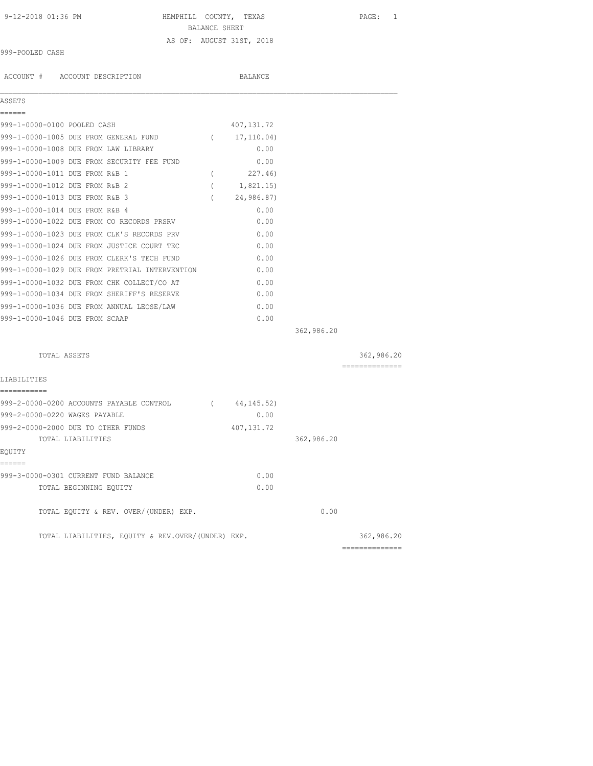9-12-2018 01:36 PM HEMPHILL COUNTY, TEXAS

BALANCE SHEET

AS OF: AUGUST 31ST, 2018

999-POOLED CASH

| ACCOUNT # ACCOUNT DESCRIPTION | BALANCE | | |
|---|---|---|---|
| **ASSETS** | | | |
| 999-1-0000-0100 POOLED CASH | 407,131.72 | | |
| 999-1-0000-1005 DUE FROM GENERAL FUND | ( 17,110.04) | | |
| 999-1-0000-1008 DUE FROM LAW LIBRARY | 0.00 | | |
| 999-1-0000-1009 DUE FROM SECURITY FEE FUND | 0.00 | | |
| 999-1-0000-1011 DUE FROM R&B 1 | ( 227.46) | | |
| 999-1-0000-1012 DUE FROM R&B 2 | ( 1,821.15) | | |
| 999-1-0000-1013 DUE FROM R&B 3 | ( 24,986.87) | | |
| 999-1-0000-1014 DUE FROM R&B 4 | 0.00 | | |
| 999-1-0000-1022 DUE FROM CO RECORDS PRSRV | 0.00 | | |
| 999-1-0000-1023 DUE FROM CLK'S RECORDS PRV | 0.00 | | |
| 999-1-0000-1024 DUE FROM JUSTICE COURT TEC | 0.00 | | |
| 999-1-0000-1026 DUE FROM CLERK'S TECH FUND | 0.00 | | |
| 999-1-0000-1029 DUE FROM PRETRIAL INTERVENTION | 0.00 | | |
| 999-1-0000-1032 DUE FROM CHK COLLECT/CO AT | 0.00 | | |
| 999-1-0000-1034 DUE FROM SHERIFF'S RESERVE | 0.00 | | |
| 999-1-0000-1036 DUE FROM ANNUAL LEOSE/LAW | 0.00 | | |
| 999-1-0000-1046 DUE FROM SCAAP | 0.00 | | |
| | | 362,986.20 | |
| TOTAL ASSETS | | | 362,986.20 |
| **LIABILITIES** | | | |
| 999-2-0000-0200 ACCOUNTS PAYABLE CONTROL | ( 44,145.52) | | |
| 999-2-0000-0220 WAGES PAYABLE | 0.00 | | |
| 999-2-0000-2000 DUE TO OTHER FUNDS | 407,131.72 | | |
| TOTAL LIABILITIES | | 362,986.20 | |
| **EQUITY** | | | |
| 999-3-0000-0301 CURRENT FUND BALANCE | 0.00 | | |
| TOTAL BEGINNING EQUITY | 0.00 | | |
| TOTAL EQUITY & REV. OVER/(UNDER) EXP. | | 0.00 | |
| TOTAL LIABILITIES, EQUITY & REV.OVER/(UNDER) EXP. | | | 362,986.20 |